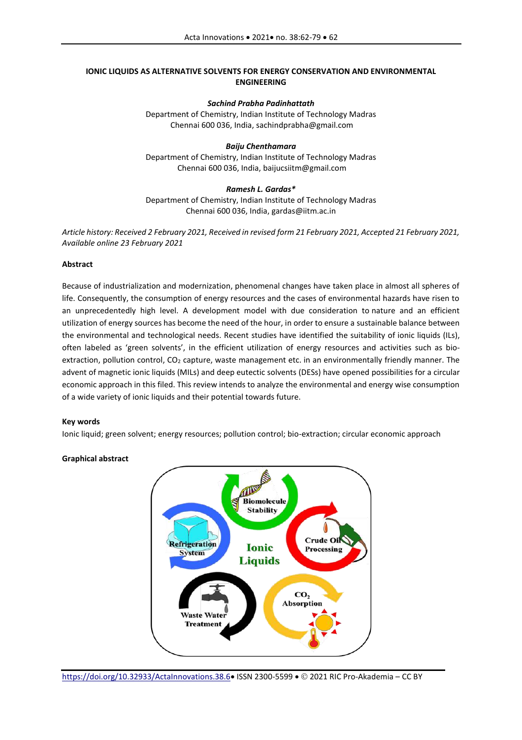# IONIC LIQUIDS AS ALTERNATIVE SOLVENTS FOR ENERGY CONSERVATION AND ENVIRONMENTAL ENGINEERING

***Sachind Prabha Padinhattath***
Department of Chemistry, Indian Institute of Technology Madras
Chennai 600 036, India, sachindprabha@gmail.com

***Baiju Chenthamara***
Department of Chemistry, Indian Institute of Technology Madras
Chennai 600 036, India, baijucsiitm@gmail.com

***Ramesh L. Gardas****
Department of Chemistry, Indian Institute of Technology Madras
Chennai 600 036, India, gardas@iitm.ac.in

*Article history: Received 2 February 2021, Received in revised form 21 February 2021, Accepted 21 February 2021, Available online 23 February 2021*

## Abstract

Because of industrialization and modernization, phenomenal changes have taken place in almost all spheres of life. Consequently, the consumption of energy resources and the cases of environmental hazards have risen to an unprecedentedly high level. A development model with due consideration to nature and an efficient utilization of energy sources has become the need of the hour, in order to ensure a sustainable balance between the environmental and technological needs. Recent studies have identified the suitability of ionic liquids (ILs), often labeled as 'green solvents', in the efficient utilization of energy resources and activities such as bio-extraction, pollution control, $CO_2$ capture, waste management etc. in an environmentally friendly manner. The advent of magnetic ionic liquids (MILs) and deep eutectic solvents (DESs) have opened possibilities for a circular economic approach in this filed. This review intends to analyze the environmental and energy wise consumption of a wide variety of ionic liquids and their potential towards future.

## Key words

Ionic liquid; green solvent; energy resources; pollution control; bio-extraction; circular economic approach

## Graphical abstract

https://doi.org/10.32933/ActaInnovations.38.6 • ISSN 2300-5599 • © 2021 RIC Pro-Akademia – CC BY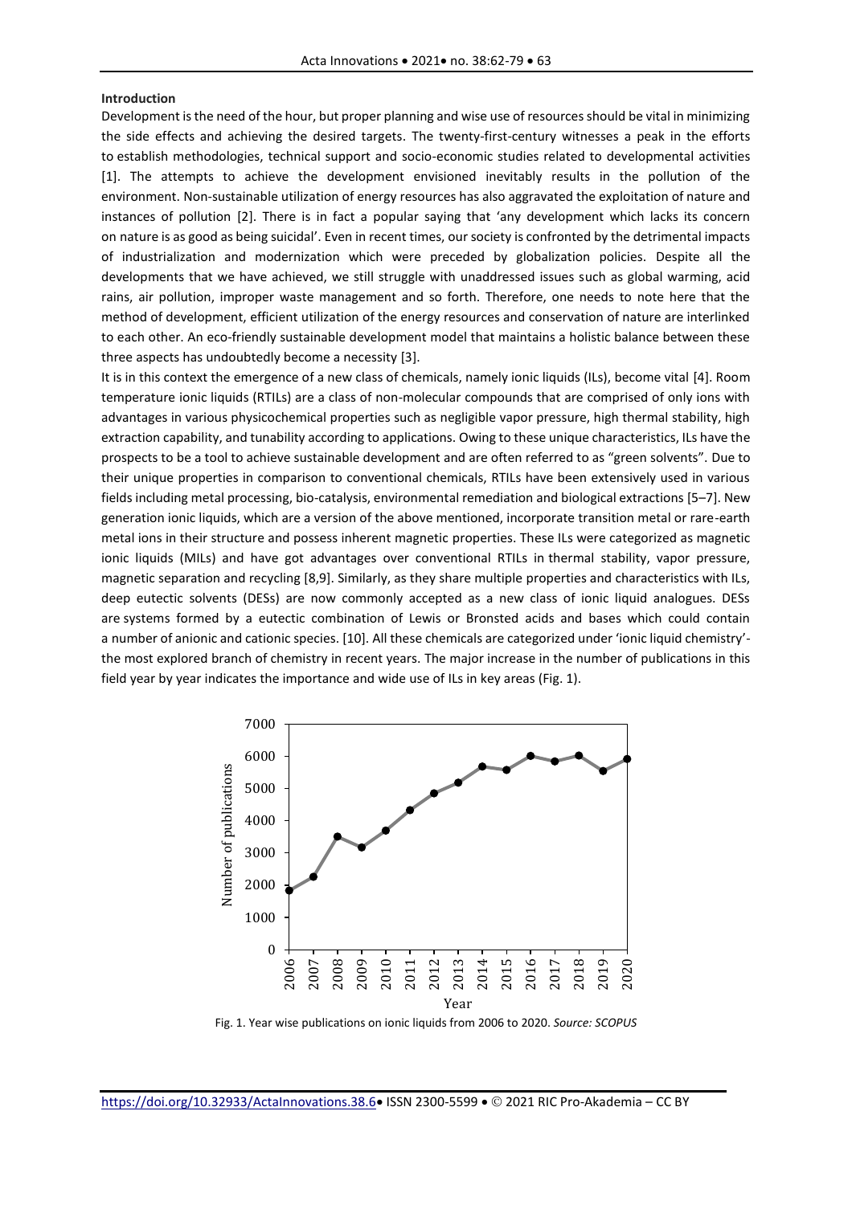**Introduction**

Development is the need of the hour, but proper planning and wise use of resources should be vital in minimizing the side effects and achieving the desired targets. The twenty-first-century witnesses a peak in the efforts to establish methodologies, technical support and socio-economic studies related to developmental activities [1]. The attempts to achieve the development envisioned inevitably results in the pollution of the environment. Non-sustainable utilization of energy resources has also aggravated the exploitation of nature and instances of pollution [2]. There is in fact a popular saying that 'any development which lacks its concern on nature is as good as being suicidal'. Even in recent times, our society is confronted by the detrimental impacts of industrialization and modernization which were preceded by globalization policies. Despite all the developments that we have achieved, we still struggle with unaddressed issues such as global warming, acid rains, air pollution, improper waste management and so forth. Therefore, one needs to note here that the method of development, efficient utilization of the energy resources and conservation of nature are interlinked to each other. An eco-friendly sustainable development model that maintains a holistic balance between these three aspects has undoubtedly become a necessity [3].

It is in this context the emergence of a new class of chemicals, namely ionic liquids (ILs), become vital [4]. Room temperature ionic liquids (RTILs) are a class of non-molecular compounds that are comprised of only ions with advantages in various physicochemical properties such as negligible vapor pressure, high thermal stability, high extraction capability, and tunability according to applications. Owing to these unique characteristics, ILs have the prospects to be a tool to achieve sustainable development and are often referred to as "green solvents". Due to their unique properties in comparison to conventional chemicals, RTILs have been extensively used in various fields including metal processing, bio-catalysis, environmental remediation and biological extractions [5–7]. New generation ionic liquids, which are a version of the above mentioned, incorporate transition metal or rare-earth metal ions in their structure and possess inherent magnetic properties. These ILs were categorized as magnetic ionic liquids (MILs) and have got advantages over conventional RTILs in thermal stability, vapor pressure, magnetic separation and recycling [8,9]. Similarly, as they share multiple properties and characteristics with ILs, deep eutectic solvents (DESs) are now commonly accepted as a new class of ionic liquid analogues. DESs are systems formed by a eutectic combination of Lewis or Bronsted acids and bases which could contain a number of anionic and cationic species. [10]. All these chemicals are categorized under 'ionic liquid chemistry'- the most explored branch of chemistry in recent years. The major increase in the number of publications in this field year by year indicates the importance and wide use of ILs in key areas (Fig. 1).

Fig. 1. Year wise publications on ionic liquids from 2006 to 2020. *Source: SCOPUS*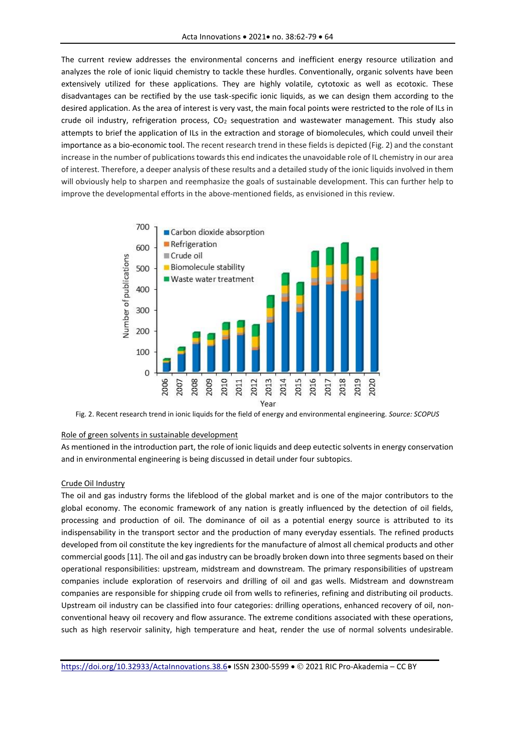The current review addresses the environmental concerns and inefficient energy resource utilization and analyzes the role of ionic liquid chemistry to tackle these hurdles. Conventionally, organic solvents have been extensively utilized for these applications. They are highly volatile, cytotoxic as well as ecotoxic. These disadvantages can be rectified by the use task-specific ionic liquids, as we can design them according to the desired application. As the area of interest is very vast, the main focal points were restricted to the role of ILs in crude oil industry, refrigeration process, $CO_2$ sequestration and wastewater management. This study also attempts to brief the application of ILs in the extraction and storage of biomolecules, which could unveil their importance as a bio-economic tool. The recent research trend in these fields is depicted (Fig. 2) and the constant increase in the number of publications towards this end indicates the unavoidable role of IL chemistry in our area of interest. Therefore, a deeper analysis of these results and a detailed study of the ionic liquids involved in them will obviously help to sharpen and reemphasize the goals of sustainable development. This can further help to improve the developmental efforts in the above-mentioned fields, as envisioned in this review.

Fig. 2. Recent research trend in ionic liquids for the field of energy and environmental engineering. *Source: SCOPUS*

## Role of green solvents in sustainable development

As mentioned in the introduction part, the role of ionic liquids and deep eutectic solvents in energy conservation and in environmental engineering is being discussed in detail under four subtopics.

### Crude Oil Industry

The oil and gas industry forms the lifeblood of the global market and is one of the major contributors to the global economy. The economic framework of any nation is greatly influenced by the detection of oil fields, processing and production of oil. The dominance of oil as a potential energy source is attributed to its indispensability in the transport sector and the production of many everyday essentials. The refined products developed from oil constitute the key ingredients for the manufacture of almost all chemical products and other commercial goods [11]. The oil and gas industry can be broadly broken down into three segments based on their operational responsibilities: upstream, midstream and downstream. The primary responsibilities of upstream companies include exploration of reservoirs and drilling of oil and gas wells. Midstream and downstream companies are responsible for shipping crude oil from wells to refineries, refining and distributing oil products. Upstream oil industry can be classified into four categories: drilling operations, enhanced recovery of oil, non-conventional heavy oil recovery and flow assurance. The extreme conditions associated with these operations, such as high reservoir salinity, high temperature and heat, render the use of normal solvents undesirable.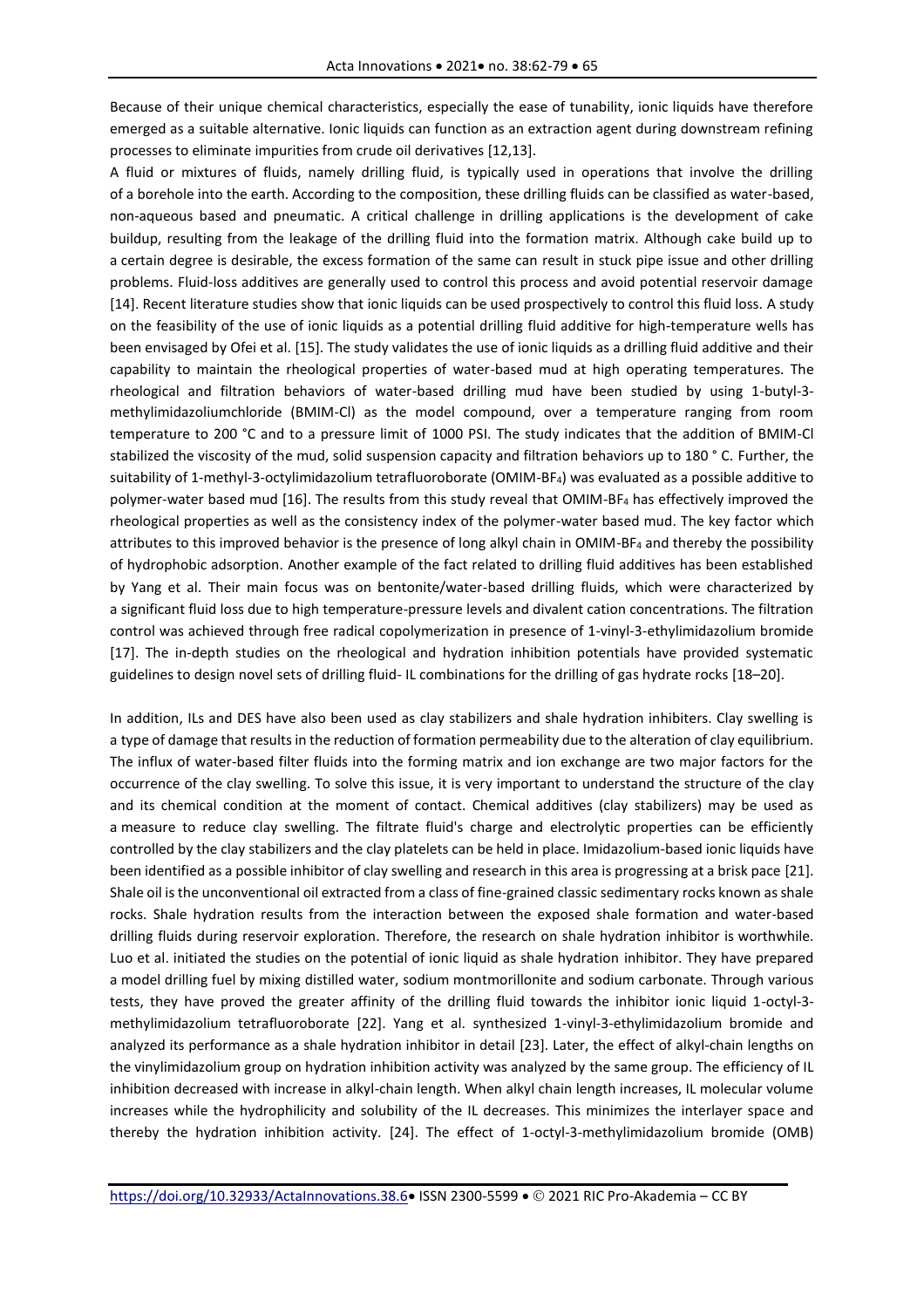Because of their unique chemical characteristics, especially the ease of tunability, ionic liquids have therefore emerged as a suitable alternative. Ionic liquids can function as an extraction agent during downstream refining processes to eliminate impurities from crude oil derivatives [12,13].

A fluid or mixtures of fluids, namely drilling fluid, is typically used in operations that involve the drilling of a borehole into the earth. According to the composition, these drilling fluids can be classified as water-based, non-aqueous based and pneumatic. A critical challenge in drilling applications is the development of cake buildup, resulting from the leakage of the drilling fluid into the formation matrix. Although cake build up to a certain degree is desirable, the excess formation of the same can result in stuck pipe issue and other drilling problems. Fluid-loss additives are generally used to control this process and avoid potential reservoir damage [14]. Recent literature studies show that ionic liquids can be used prospectively to control this fluid loss. A study on the feasibility of the use of ionic liquids as a potential drilling fluid additive for high-temperature wells has been envisaged by Ofei et al. [15]. The study validates the use of ionic liquids as a drilling fluid additive and their capability to maintain the rheological properties of water-based mud at high operating temperatures. The rheological and filtration behaviors of water-based drilling mud have been studied by using 1-butyl-3-methylimidazoliumchloride (BMIM-Cl) as the model compound, over a temperature ranging from room temperature to 200 °C and to a pressure limit of 1000 PSI. The study indicates that the addition of BMIM-Cl stabilized the viscosity of the mud, solid suspension capacity and filtration behaviors up to 180 ° C. Further, the suitability of 1-methyl-3-octylimidazolium tetrafluoroborate (OMIM-$BF_4$) was evaluated as a possible additive to polymer-water based mud [16]. The results from this study reveal that OMIM-$BF_4$ has effectively improved the rheological properties as well as the consistency index of the polymer-water based mud. The key factor which attributes to this improved behavior is the presence of long alkyl chain in OMIM-$BF_4$ and thereby the possibility of hydrophobic adsorption. Another example of the fact related to drilling fluid additives has been established by Yang et al. Their main focus was on bentonite/water-based drilling fluids, which were characterized by a significant fluid loss due to high temperature-pressure levels and divalent cation concentrations. The filtration control was achieved through free radical copolymerization in presence of 1-vinyl-3-ethylimidazolium bromide [17]. The in-depth studies on the rheological and hydration inhibition potentials have provided systematic guidelines to design novel sets of drilling fluid- IL combinations for the drilling of gas hydrate rocks [18–20].

In addition, ILs and DES have also been used as clay stabilizers and shale hydration inhibiters. Clay swelling is a type of damage that results in the reduction of formation permeability due to the alteration of clay equilibrium. The influx of water-based filter fluids into the forming matrix and ion exchange are two major factors for the occurrence of the clay swelling. To solve this issue, it is very important to understand the structure of the clay and its chemical condition at the moment of contact. Chemical additives (clay stabilizers) may be used as a measure to reduce clay swelling. The filtrate fluid's charge and electrolytic properties can be efficiently controlled by the clay stabilizers and the clay platelets can be held in place. Imidazolium-based ionic liquids have been identified as a possible inhibitor of clay swelling and research in this area is progressing at a brisk pace [21]. Shale oil is the unconventional oil extracted from a class of fine-grained classic sedimentary rocks known as shale rocks. Shale hydration results from the interaction between the exposed shale formation and water-based drilling fluids during reservoir exploration. Therefore, the research on shale hydration inhibitor is worthwhile. Luo et al. initiated the studies on the potential of ionic liquid as shale hydration inhibitor. They have prepared a model drilling fuel by mixing distilled water, sodium montmorillonite and sodium carbonate. Through various tests, they have proved the greater affinity of the drilling fluid towards the inhibitor ionic liquid 1-octyl-3-methylimidazolium tetrafluoroborate [22]. Yang et al. synthesized 1-vinyl-3-ethylimidazolium bromide and analyzed its performance as a shale hydration inhibitor in detail [23]. Later, the effect of alkyl-chain lengths on the vinylimidazolium group on hydration inhibition activity was analyzed by the same group. The efficiency of IL inhibition decreased with increase in alkyl-chain length. When alkyl chain length increases, IL molecular volume increases while the hydrophilicity and solubility of the IL decreases. This minimizes the interlayer space and thereby the hydration inhibition activity. [24]. The effect of 1-octyl-3-methylimidazolium bromide (OMB)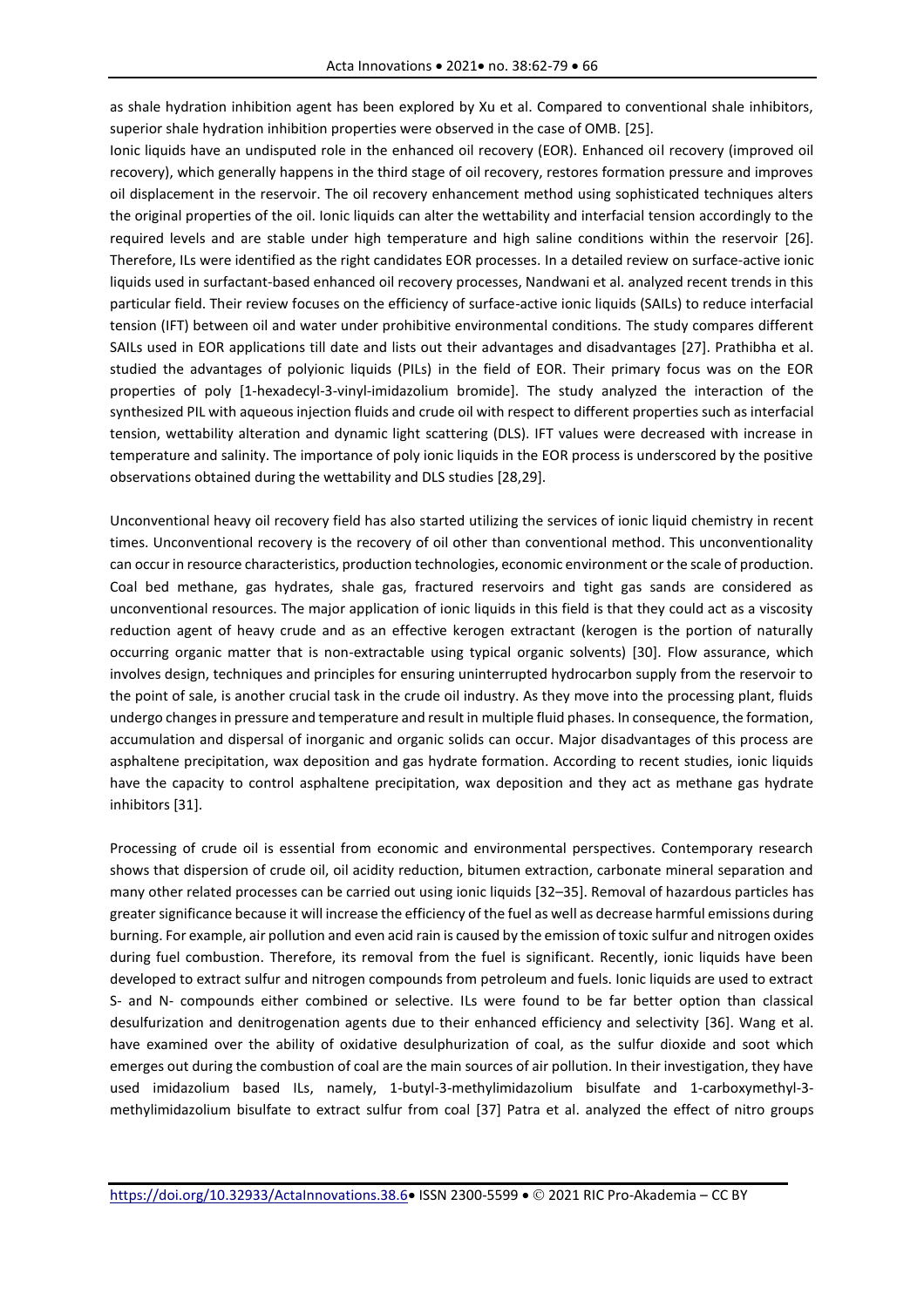as shale hydration inhibition agent has been explored by Xu et al. Compared to conventional shale inhibitors, superior shale hydration inhibition properties were observed in the case of OMB. [25].

Ionic liquids have an undisputed role in the enhanced oil recovery (EOR). Enhanced oil recovery (improved oil recovery), which generally happens in the third stage of oil recovery, restores formation pressure and improves oil displacement in the reservoir. The oil recovery enhancement method using sophisticated techniques alters the original properties of the oil. Ionic liquids can alter the wettability and interfacial tension accordingly to the required levels and are stable under high temperature and high saline conditions within the reservoir [26]. Therefore, ILs were identified as the right candidates EOR processes. In a detailed review on surface-active ionic liquids used in surfactant-based enhanced oil recovery processes, Nandwani et al. analyzed recent trends in this particular field. Their review focuses on the efficiency of surface-active ionic liquids (SAILs) to reduce interfacial tension (IFT) between oil and water under prohibitive environmental conditions. The study compares different SAILs used in EOR applications till date and lists out their advantages and disadvantages [27]. Prathibha et al. studied the advantages of polyionic liquids (PILs) in the field of EOR. Their primary focus was on the EOR properties of poly [1-hexadecyl-3-vinyl-imidazolium bromide]. The study analyzed the interaction of the synthesized PIL with aqueous injection fluids and crude oil with respect to different properties such as interfacial tension, wettability alteration and dynamic light scattering (DLS). IFT values were decreased with increase in temperature and salinity. The importance of poly ionic liquids in the EOR process is underscored by the positive observations obtained during the wettability and DLS studies [28,29].

Unconventional heavy oil recovery field has also started utilizing the services of ionic liquid chemistry in recent times. Unconventional recovery is the recovery of oil other than conventional method. This unconventionality can occur in resource characteristics, production technologies, economic environment or the scale of production. Coal bed methane, gas hydrates, shale gas, fractured reservoirs and tight gas sands are considered as unconventional resources. The major application of ionic liquids in this field is that they could act as a viscosity reduction agent of heavy crude and as an effective kerogen extractant (kerogen is the portion of naturally occurring organic matter that is non-extractable using typical organic solvents) [30]. Flow assurance, which involves design, techniques and principles for ensuring uninterrupted hydrocarbon supply from the reservoir to the point of sale, is another crucial task in the crude oil industry. As they move into the processing plant, fluids undergo changes in pressure and temperature and result in multiple fluid phases. In consequence, the formation, accumulation and dispersal of inorganic and organic solids can occur. Major disadvantages of this process are asphaltene precipitation, wax deposition and gas hydrate formation. According to recent studies, ionic liquids have the capacity to control asphaltene precipitation, wax deposition and they act as methane gas hydrate inhibitors [31].

Processing of crude oil is essential from economic and environmental perspectives. Contemporary research shows that dispersion of crude oil, oil acidity reduction, bitumen extraction, carbonate mineral separation and many other related processes can be carried out using ionic liquids [32–35]. Removal of hazardous particles has greater significance because it will increase the efficiency of the fuel as well as decrease harmful emissions during burning. For example, air pollution and even acid rain is caused by the emission of toxic sulfur and nitrogen oxides during fuel combustion. Therefore, its removal from the fuel is significant. Recently, ionic liquids have been developed to extract sulfur and nitrogen compounds from petroleum and fuels. Ionic liquids are used to extract S- and N- compounds either combined or selective. ILs were found to be far better option than classical desulfurization and denitrogenation agents due to their enhanced efficiency and selectivity [36]. Wang et al. have examined over the ability of oxidative desulphurization of coal, as the sulfur dioxide and soot which emerges out during the combustion of coal are the main sources of air pollution. In their investigation, they have used imidazolium based ILs, namely, 1-butyl-3-methylimidazolium bisulfate and 1-carboxymethyl-3-methylimidazolium bisulfate to extract sulfur from coal [37] Patra et al. analyzed the effect of nitro groups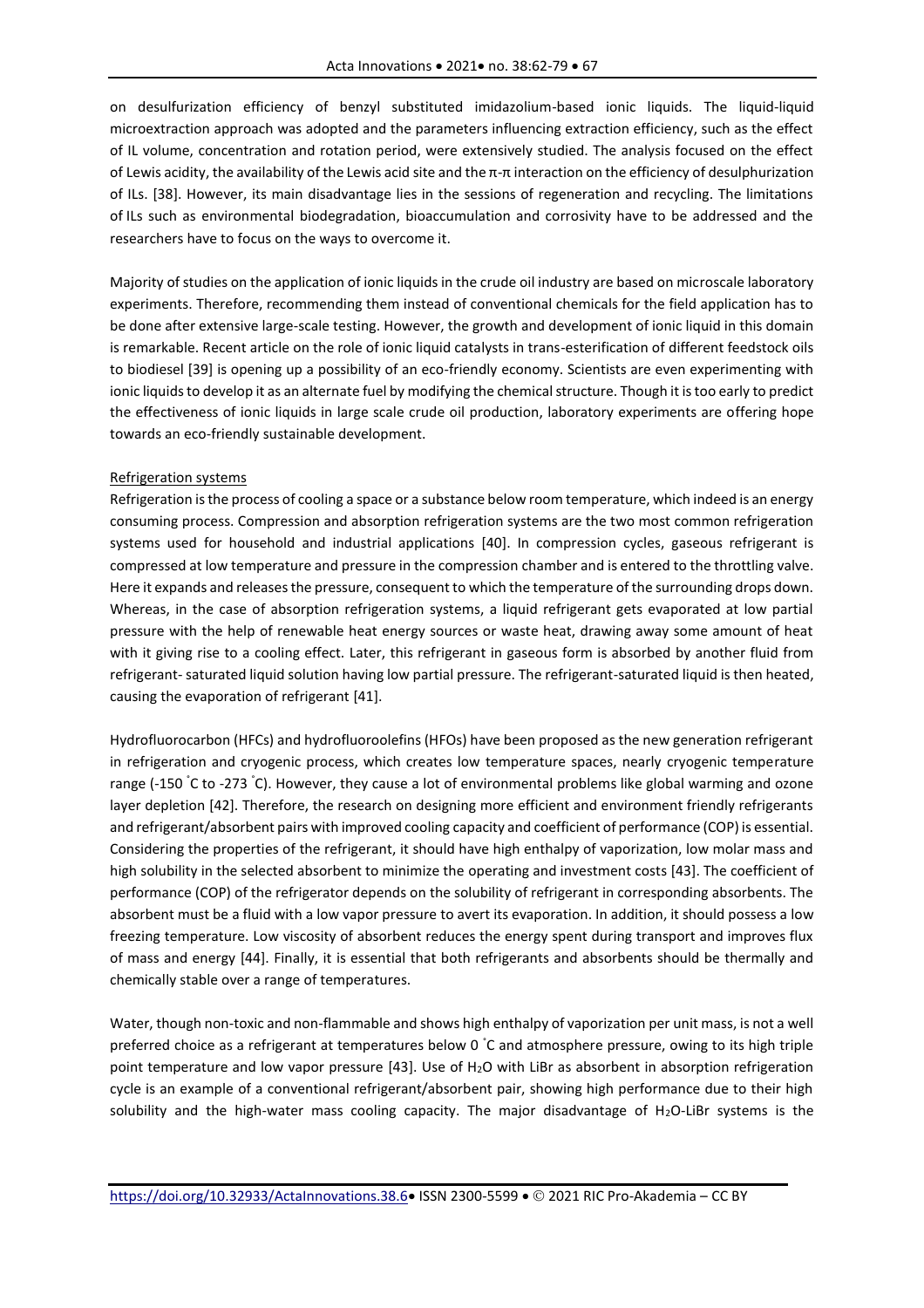on desulfurization efficiency of benzyl substituted imidazolium-based ionic liquids. The liquid-liquid microextraction approach was adopted and the parameters influencing extraction efficiency, such as the effect of IL volume, concentration and rotation period, were extensively studied. The analysis focused on the effect of Lewis acidity, the availability of the Lewis acid site and the π-π interaction on the efficiency of desulphurization of ILs. [38]. However, its main disadvantage lies in the sessions of regeneration and recycling. The limitations of ILs such as environmental biodegradation, bioaccumulation and corrosivity have to be addressed and the researchers have to focus on the ways to overcome it.

Majority of studies on the application of ionic liquids in the crude oil industry are based on microscale laboratory experiments. Therefore, recommending them instead of conventional chemicals for the field application has to be done after extensive large-scale testing. However, the growth and development of ionic liquid in this domain is remarkable. Recent article on the role of ionic liquid catalysts in trans-esterification of different feedstock oils to biodiesel [39] is opening up a possibility of an eco-friendly economy. Scientists are even experimenting with ionic liquids to develop it as an alternate fuel by modifying the chemical structure. Though it is too early to predict the effectiveness of ionic liquids in large scale crude oil production, laboratory experiments are offering hope towards an eco-friendly sustainable development.

## Refrigeration systems

Refrigeration is the process of cooling a space or a substance below room temperature, which indeed is an energy consuming process. Compression and absorption refrigeration systems are the two most common refrigeration systems used for household and industrial applications [40]. In compression cycles, gaseous refrigerant is compressed at low temperature and pressure in the compression chamber and is entered to the throttling valve. Here it expands and releases the pressure, consequent to which the temperature of the surrounding drops down. Whereas, in the case of absorption refrigeration systems, a liquid refrigerant gets evaporated at low partial pressure with the help of renewable heat energy sources or waste heat, drawing away some amount of heat with it giving rise to a cooling effect. Later, this refrigerant in gaseous form is absorbed by another fluid from refrigerant- saturated liquid solution having low partial pressure. The refrigerant-saturated liquid is then heated, causing the evaporation of refrigerant [41].

Hydrofluorocarbon (HFCs) and hydrofluoroolefins (HFOs) have been proposed as the new generation refrigerant in refrigeration and cryogenic process, which creates low temperature spaces, nearly cryogenic temperature range (-150 ˚C to -273 ˚C). However, they cause a lot of environmental problems like global warming and ozone layer depletion [42]. Therefore, the research on designing more efficient and environment friendly refrigerants and refrigerant/absorbent pairs with improved cooling capacity and coefficient of performance (COP) is essential. Considering the properties of the refrigerant, it should have high enthalpy of vaporization, low molar mass and high solubility in the selected absorbent to minimize the operating and investment costs [43]. The coefficient of performance (COP) of the refrigerator depends on the solubility of refrigerant in corresponding absorbents. The absorbent must be a fluid with a low vapor pressure to avert its evaporation. In addition, it should possess a low freezing temperature. Low viscosity of absorbent reduces the energy spent during transport and improves flux of mass and energy [44]. Finally, it is essential that both refrigerants and absorbents should be thermally and chemically stable over a range of temperatures.

Water, though non-toxic and non-flammable and shows high enthalpy of vaporization per unit mass, is not a well preferred choice as a refrigerant at temperatures below 0 ˚C and atmosphere pressure, owing to its high triple point temperature and low vapor pressure [43]. Use of $H_2O$ with LiBr as absorbent in absorption refrigeration cycle is an example of a conventional refrigerant/absorbent pair, showing high performance due to their high solubility and the high-water mass cooling capacity. The major disadvantage of $H_2O$-LiBr systems is the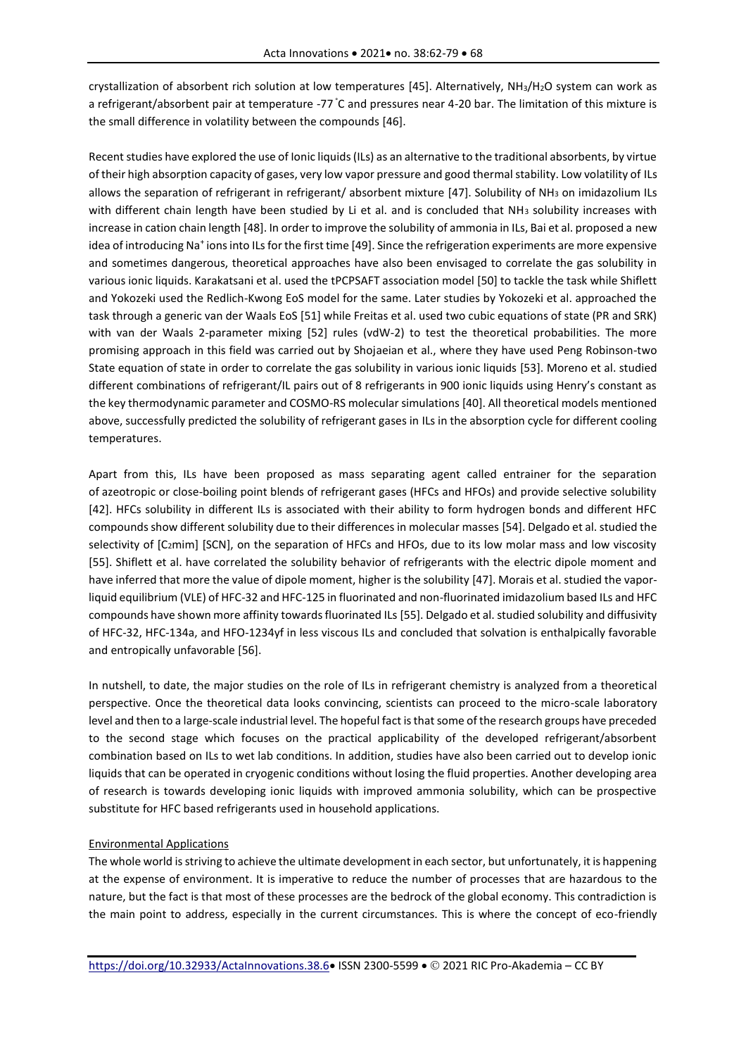crystallization of absorbent rich solution at low temperatures [45]. Alternatively, $NH_3/H_2O$ system can work as a refrigerant/absorbent pair at temperature -77 ˚C and pressures near 4-20 bar. The limitation of this mixture is the small difference in volatility between the compounds [46].

Recent studies have explored the use of Ionic liquids (ILs) as an alternative to the traditional absorbents, by virtue of their high absorption capacity of gases, very low vapor pressure and good thermal stability. Low volatility of ILs allows the separation of refrigerant in refrigerant/ absorbent mixture [47]. Solubility of $NH_3$ on imidazolium ILs with different chain length have been studied by Li et al. and is concluded that $NH_3$ solubility increases with increase in cation chain length [48]. In order to improve the solubility of ammonia in ILs, Bai et al. proposed a new idea of introducing $Na^+$ ions into ILs for the first time [49]. Since the refrigeration experiments are more expensive and sometimes dangerous, theoretical approaches have also been envisaged to correlate the gas solubility in various ionic liquids. Karakatsani et al. used the tPCPSAFT association model [50] to tackle the task while Shiflett and Yokozeki used the Redlich-Kwong EoS model for the same. Later studies by Yokozeki et al. approached the task through a generic van der Waals EoS [51] while Freitas et al. used two cubic equations of state (PR and SRK) with van der Waals 2-parameter mixing [52] rules (vdW-2) to test the theoretical probabilities. The more promising approach in this field was carried out by Shojaeian et al., where they have used Peng Robinson-two State equation of state in order to correlate the gas solubility in various ionic liquids [53]. Moreno et al. studied different combinations of refrigerant/IL pairs out of 8 refrigerants in 900 ionic liquids using Henry's constant as the key thermodynamic parameter and COSMO-RS molecular simulations [40]. All theoretical models mentioned above, successfully predicted the solubility of refrigerant gases in ILs in the absorption cycle for different cooling temperatures.

Apart from this, ILs have been proposed as mass separating agent called entrainer for the separation of azeotropic or close-boiling point blends of refrigerant gases (HFCs and HFOs) and provide selective solubility [42]. HFCs solubility in different ILs is associated with their ability to form hydrogen bonds and different HFC compounds show different solubility due to their differences in molecular masses [54]. Delgado et al. studied the selectivity of [$C_2$mim] [SCN], on the separation of HFCs and HFOs, due to its low molar mass and low viscosity [55]. Shiflett et al. have correlated the solubility behavior of refrigerants with the electric dipole moment and have inferred that more the value of dipole moment, higher is the solubility [47]. Morais et al. studied the vapor-liquid equilibrium (VLE) of HFC-32 and HFC-125 in fluorinated and non-fluorinated imidazolium based ILs and HFC compounds have shown more affinity towards fluorinated ILs [55]. Delgado et al. studied solubility and diffusivity of HFC-32, HFC-134a, and HFO-1234yf in less viscous ILs and concluded that solvation is enthalpically favorable and entropically unfavorable [56].

In nutshell, to date, the major studies on the role of ILs in refrigerant chemistry is analyzed from a theoretical perspective. Once the theoretical data looks convincing, scientists can proceed to the micro-scale laboratory level and then to a large-scale industrial level. The hopeful fact is that some of the research groups have preceded to the second stage which focuses on the practical applicability of the developed refrigerant/absorbent combination based on ILs to wet lab conditions. In addition, studies have also been carried out to develop ionic liquids that can be operated in cryogenic conditions without losing the fluid properties. Another developing area of research is towards developing ionic liquids with improved ammonia solubility, which can be prospective substitute for HFC based refrigerants used in household applications.

Environmental Applications

The whole world is striving to achieve the ultimate development in each sector, but unfortunately, it is happening at the expense of environment. It is imperative to reduce the number of processes that are hazardous to the nature, but the fact is that most of these processes are the bedrock of the global economy. This contradiction is the main point to address, especially in the current circumstances. This is where the concept of eco-friendly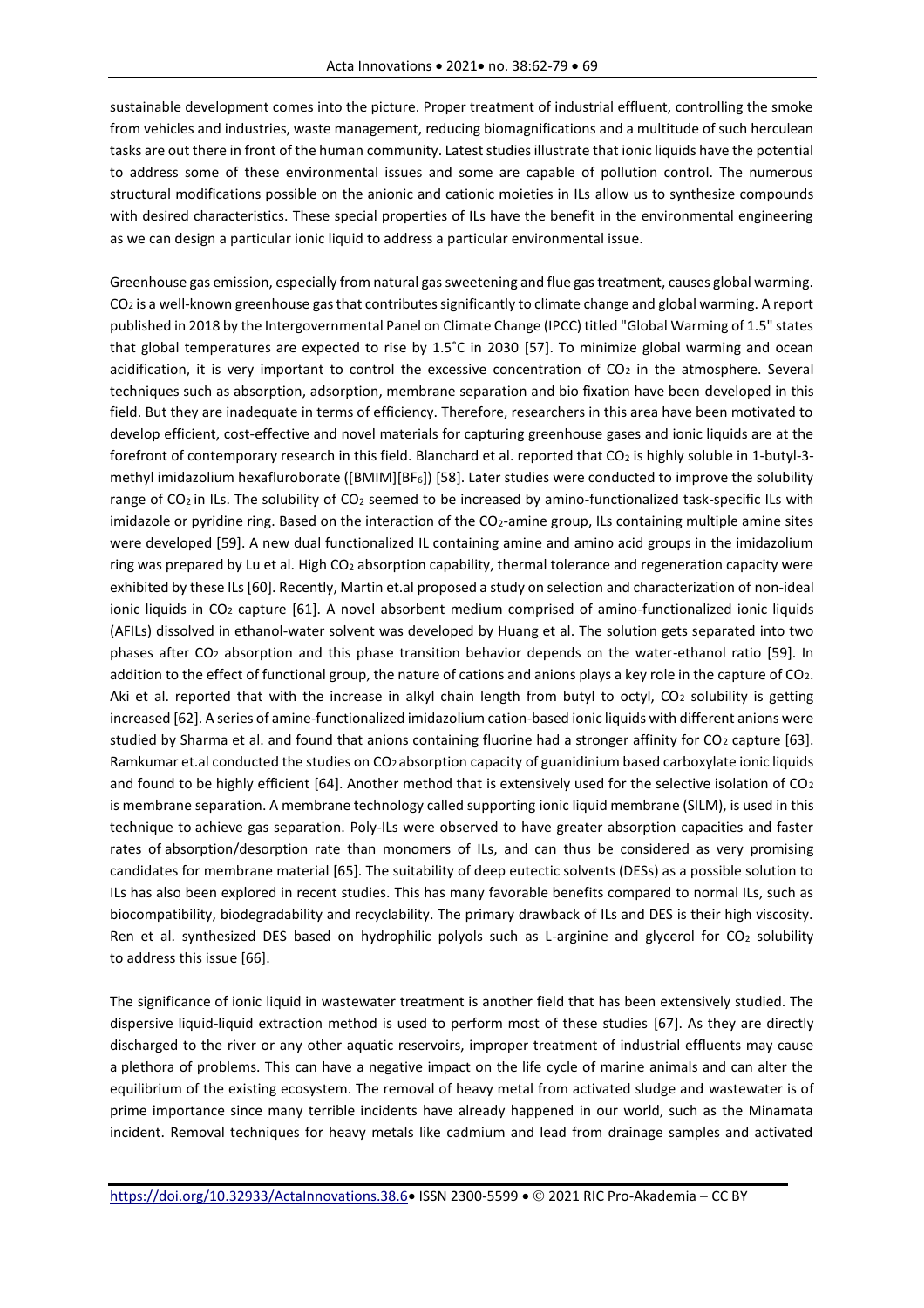sustainable development comes into the picture. Proper treatment of industrial effluent, controlling the smoke from vehicles and industries, waste management, reducing biomagnifications and a multitude of such herculean tasks are out there in front of the human community. Latest studies illustrate that ionic liquids have the potential to address some of these environmental issues and some are capable of pollution control. The numerous structural modifications possible on the anionic and cationic moieties in ILs allow us to synthesize compounds with desired characteristics. These special properties of ILs have the benefit in the environmental engineering as we can design a particular ionic liquid to address a particular environmental issue.

Greenhouse gas emission, especially from natural gas sweetening and flue gas treatment, causes global warming. $CO_2$ is a well-known greenhouse gas that contributes significantly to climate change and global warming. A report published in 2018 by the Intergovernmental Panel on Climate Change (IPCC) titled "Global Warming of 1.5" states that global temperatures are expected to rise by 1.5˚C in 2030 [57]. To minimize global warming and ocean acidification, it is very important to control the excessive concentration of $CO_2$ in the atmosphere. Several techniques such as absorption, adsorption, membrane separation and bio fixation have been developed in this field. But they are inadequate in terms of efficiency. Therefore, researchers in this area have been motivated to develop efficient, cost-effective and novel materials for capturing greenhouse gases and ionic liquids are at the forefront of contemporary research in this field. Blanchard et al. reported that $CO_2$ is highly soluble in 1-butyl-3-methyl imidazolium hexafluroborate ([BMIM][$BF_6$]) [58]. Later studies were conducted to improve the solubility range of $CO_2$ in ILs. The solubility of $CO_2$ seemed to be increased by amino-functionalized task-specific ILs with imidazole or pyridine ring. Based on the interaction of the $CO_2$-amine group, ILs containing multiple amine sites were developed [59]. A new dual functionalized IL containing amine and amino acid groups in the imidazolium ring was prepared by Lu et al. High $CO_2$ absorption capability, thermal tolerance and regeneration capacity were exhibited by these ILs [60]. Recently, Martin et.al proposed a study on selection and characterization of non-ideal ionic liquids in $CO_2$ capture [61]. A novel absorbent medium comprised of amino-functionalized ionic liquids (AFILs) dissolved in ethanol-water solvent was developed by Huang et al. The solution gets separated into two phases after $CO_2$ absorption and this phase transition behavior depends on the water-ethanol ratio [59]. In addition to the effect of functional group, the nature of cations and anions plays a key role in the capture of $CO_2$. Aki et al. reported that with the increase in alkyl chain length from butyl to octyl, $CO_2$ solubility is getting increased [62]. A series of amine-functionalized imidazolium cation-based ionic liquids with different anions were studied by Sharma et al. and found that anions containing fluorine had a stronger affinity for $CO_2$ capture [63]. Ramkumar et.al conducted the studies on $CO_2$ absorption capacity of guanidinium based carboxylate ionic liquids and found to be highly efficient [64]. Another method that is extensively used for the selective isolation of $CO_2$ is membrane separation. A membrane technology called supporting ionic liquid membrane (SILM), is used in this technique to achieve gas separation. Poly-ILs were observed to have greater absorption capacities and faster rates of absorption/desorption rate than monomers of ILs, and can thus be considered as very promising candidates for membrane material [65]. The suitability of deep eutectic solvents (DESs) as a possible solution to ILs has also been explored in recent studies. This has many favorable benefits compared to normal ILs, such as biocompatibility, biodegradability and recyclability. The primary drawback of ILs and DES is their high viscosity. Ren et al. synthesized DES based on hydrophilic polyols such as L-arginine and glycerol for $CO_2$ solubility to address this issue [66].

The significance of ionic liquid in wastewater treatment is another field that has been extensively studied. The dispersive liquid-liquid extraction method is used to perform most of these studies [67]. As they are directly discharged to the river or any other aquatic reservoirs, improper treatment of industrial effluents may cause a plethora of problems. This can have a negative impact on the life cycle of marine animals and can alter the equilibrium of the existing ecosystem. The removal of heavy metal from activated sludge and wastewater is of prime importance since many terrible incidents have already happened in our world, such as the Minamata incident. Removal techniques for heavy metals like cadmium and lead from drainage samples and activated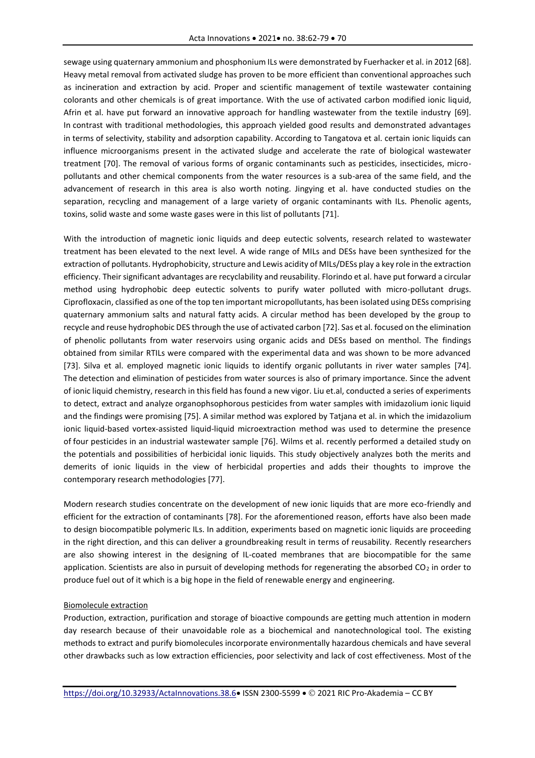sewage using quaternary ammonium and phosphonium ILs were demonstrated by Fuerhacker et al. in 2012 [68]. Heavy metal removal from activated sludge has proven to be more efficient than conventional approaches such as incineration and extraction by acid. Proper and scientific management of textile wastewater containing colorants and other chemicals is of great importance. With the use of activated carbon modified ionic liquid, Afrin et al. have put forward an innovative approach for handling wastewater from the textile industry [69]. In contrast with traditional methodologies, this approach yielded good results and demonstrated advantages in terms of selectivity, stability and adsorption capability. According to Tangatova et al. certain ionic liquids can influence microorganisms present in the activated sludge and accelerate the rate of biological wastewater treatment [70]. The removal of various forms of organic contaminants such as pesticides, insecticides, micro-pollutants and other chemical components from the water resources is a sub-area of the same field, and the advancement of research in this area is also worth noting. Jingying et al. have conducted studies on the separation, recycling and management of a large variety of organic contaminants with ILs. Phenolic agents, toxins, solid waste and some waste gases were in this list of pollutants [71].

With the introduction of magnetic ionic liquids and deep eutectic solvents, research related to wastewater treatment has been elevated to the next level. A wide range of MILs and DESs have been synthesized for the extraction of pollutants. Hydrophobicity, structure and Lewis acidity of MILs/DESs play a key role in the extraction efficiency. Their significant advantages are recyclability and reusability. Florindo et al. have put forward a circular method using hydrophobic deep eutectic solvents to purify water polluted with micro-pollutant drugs. Ciprofloxacin, classified as one of the top ten important micropollutants, has been isolated using DESs comprising quaternary ammonium salts and natural fatty acids. A circular method has been developed by the group to recycle and reuse hydrophobic DES through the use of activated carbon [72]. Sas et al. focused on the elimination of phenolic pollutants from water reservoirs using organic acids and DESs based on menthol. The findings obtained from similar RTILs were compared with the experimental data and was shown to be more advanced [73]. Silva et al. employed magnetic ionic liquids to identify organic pollutants in river water samples [74]. The detection and elimination of pesticides from water sources is also of primary importance. Since the advent of ionic liquid chemistry, research in this field has found a new vigor. Liu et.al, conducted a series of experiments to detect, extract and analyze organophsophorous pesticides from water samples with imidazolium ionic liquid and the findings were promising [75]. A similar method was explored by Tatjana et al. in which the imidazolium ionic liquid-based vortex-assisted liquid-liquid microextraction method was used to determine the presence of four pesticides in an industrial wastewater sample [76]. Wilms et al. recently performed a detailed study on the potentials and possibilities of herbicidal ionic liquids. This study objectively analyzes both the merits and demerits of ionic liquids in the view of herbicidal properties and adds their thoughts to improve the contemporary research methodologies [77].

Modern research studies concentrate on the development of new ionic liquids that are more eco-friendly and efficient for the extraction of contaminants [78]. For the aforementioned reason, efforts have also been made to design biocompatible polymeric ILs. In addition, experiments based on magnetic ionic liquids are proceeding in the right direction, and this can deliver a groundbreaking result in terms of reusability. Recently researchers are also showing interest in the designing of IL-coated membranes that are biocompatible for the same application. Scientists are also in pursuit of developing methods for regenerating the absorbed $CO_2$ in order to produce fuel out of it which is a big hope in the field of renewable energy and engineering.

### Biomolecule extraction

Production, extraction, purification and storage of bioactive compounds are getting much attention in modern day research because of their unavoidable role as a biochemical and nanotechnological tool. The existing methods to extract and purify biomolecules incorporate environmentally hazardous chemicals and have several other drawbacks such as low extraction efficiencies, poor selectivity and lack of cost effectiveness. Most of the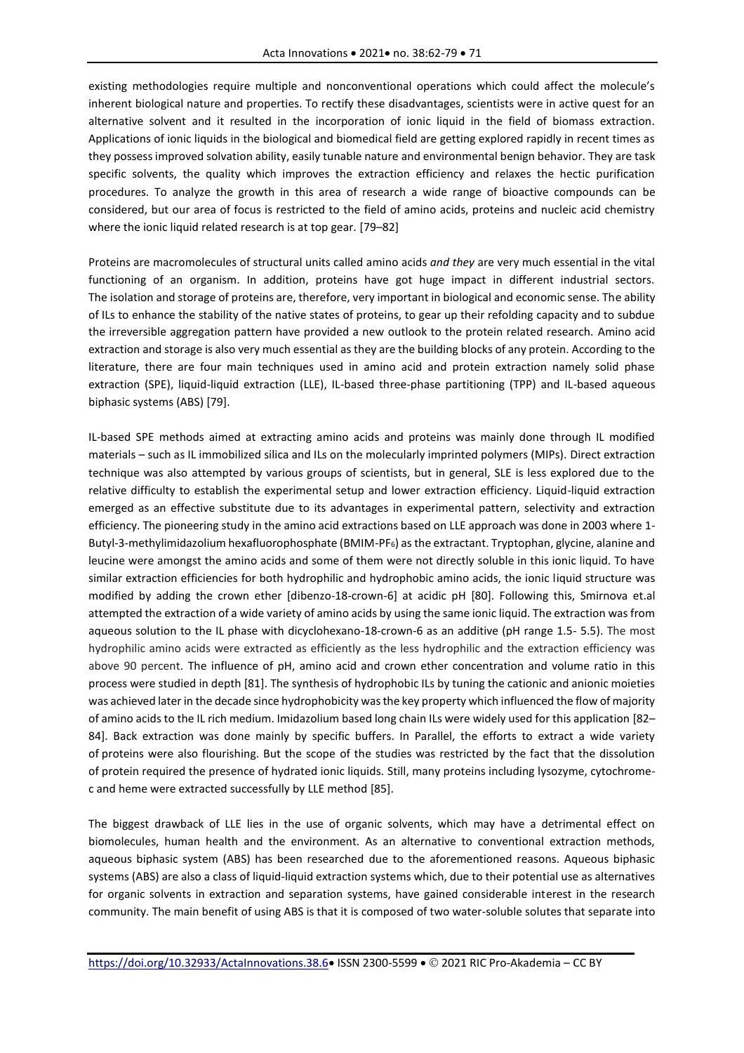existing methodologies require multiple and nonconventional operations which could affect the molecule's inherent biological nature and properties. To rectify these disadvantages, scientists were in active quest for an alternative solvent and it resulted in the incorporation of ionic liquid in the field of biomass extraction. Applications of ionic liquids in the biological and biomedical field are getting explored rapidly in recent times as they possess improved solvation ability, easily tunable nature and environmental benign behavior. They are task specific solvents, the quality which improves the extraction efficiency and relaxes the hectic purification procedures. To analyze the growth in this area of research a wide range of bioactive compounds can be considered, but our area of focus is restricted to the field of amino acids, proteins and nucleic acid chemistry where the ionic liquid related research is at top gear. [79–82]

Proteins are macromolecules of structural units called amino acids *and they* are very much essential in the vital functioning of an organism. In addition, proteins have got huge impact in different industrial sectors. The isolation and storage of proteins are, therefore, very important in biological and economic sense. The ability of ILs to enhance the stability of the native states of proteins, to gear up their refolding capacity and to subdue the irreversible aggregation pattern have provided a new outlook to the protein related research. Amino acid extraction and storage is also very much essential as they are the building blocks of any protein. According to the literature, there are four main techniques used in amino acid and protein extraction namely solid phase extraction (SPE), liquid-liquid extraction (LLE), IL-based three-phase partitioning (TPP) and IL-based aqueous biphasic systems (ABS) [79].

IL-based SPE methods aimed at extracting amino acids and proteins was mainly done through IL modified materials – such as IL immobilized silica and ILs on the molecularly imprinted polymers (MIPs). Direct extraction technique was also attempted by various groups of scientists, but in general, SLE is less explored due to the relative difficulty to establish the experimental setup and lower extraction efficiency. Liquid-liquid extraction emerged as an effective substitute due to its advantages in experimental pattern, selectivity and extraction efficiency. The pioneering study in the amino acid extractions based on LLE approach was done in 2003 where 1-Butyl-3-methylimidazolium hexafluorophosphate (BMIM-$PF_6$) as the extractant. Tryptophan, glycine, alanine and leucine were amongst the amino acids and some of them were not directly soluble in this ionic liquid. To have similar extraction efficiencies for both hydrophilic and hydrophobic amino acids, the ionic liquid structure was modified by adding the crown ether [dibenzo-18-crown-6] at acidic pH [80]. Following this, Smirnova et.al attempted the extraction of a wide variety of amino acids by using the same ionic liquid. The extraction was from aqueous solution to the IL phase with dicyclohexano-18-crown-6 as an additive (pH range 1.5- 5.5). The most hydrophilic amino acids were extracted as efficiently as the less hydrophilic and the extraction efficiency was above 90 percent. The influence of pH, amino acid and crown ether concentration and volume ratio in this process were studied in depth [81]. The synthesis of hydrophobic ILs by tuning the cationic and anionic moieties was achieved later in the decade since hydrophobicity was the key property which influenced the flow of majority of amino acids to the IL rich medium. Imidazolium based long chain ILs were widely used for this application [82–84]. Back extraction was done mainly by specific buffers. In Parallel, the efforts to extract a wide variety of proteins were also flourishing. But the scope of the studies was restricted by the fact that the dissolution of protein required the presence of hydrated ionic liquids. Still, many proteins including lysozyme, cytochrome-c and heme were extracted successfully by LLE method [85].

The biggest drawback of LLE lies in the use of organic solvents, which may have a detrimental effect on biomolecules, human health and the environment. As an alternative to conventional extraction methods, aqueous biphasic system (ABS) has been researched due to the aforementioned reasons. Aqueous biphasic systems (ABS) are also a class of liquid-liquid extraction systems which, due to their potential use as alternatives for organic solvents in extraction and separation systems, have gained considerable interest in the research community. The main benefit of using ABS is that it is composed of two water-soluble solutes that separate into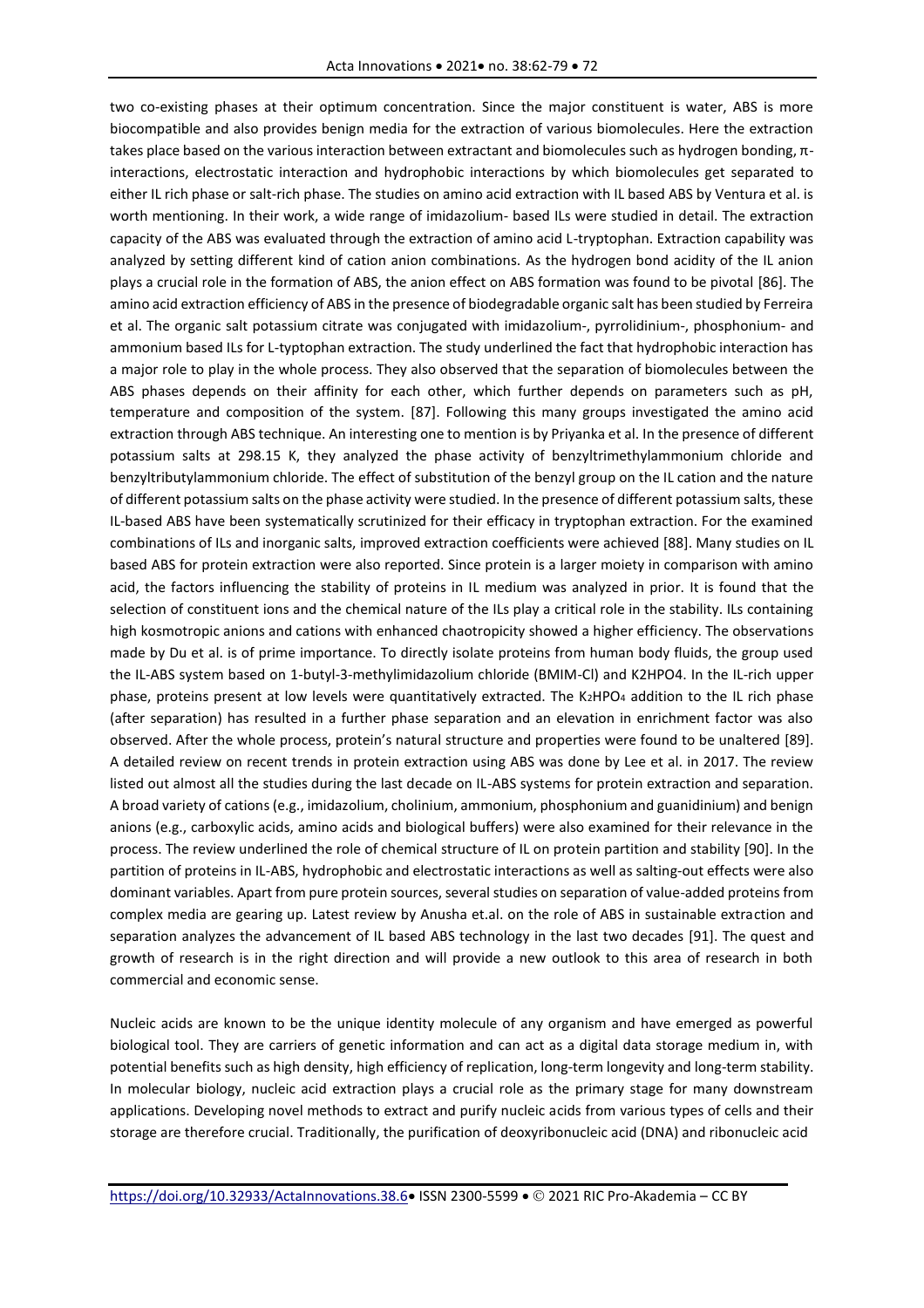two co-existing phases at their optimum concentration. Since the major constituent is water, ABS is more biocompatible and also provides benign media for the extraction of various biomolecules. Here the extraction takes place based on the various interaction between extractant and biomolecules such as hydrogen bonding, π-interactions, electrostatic interaction and hydrophobic interactions by which biomolecules get separated to either IL rich phase or salt-rich phase. The studies on amino acid extraction with IL based ABS by Ventura et al. is worth mentioning. In their work, a wide range of imidazolium- based ILs were studied in detail. The extraction capacity of the ABS was evaluated through the extraction of amino acid L-tryptophan. Extraction capability was analyzed by setting different kind of cation anion combinations. As the hydrogen bond acidity of the IL anion plays a crucial role in the formation of ABS, the anion effect on ABS formation was found to be pivotal [86]. The amino acid extraction efficiency of ABS in the presence of biodegradable organic salt has been studied by Ferreira et al. The organic salt potassium citrate was conjugated with imidazolium-, pyrrolidinium-, phosphonium- and ammonium based ILs for L-typtophan extraction. The study underlined the fact that hydrophobic interaction has a major role to play in the whole process. They also observed that the separation of biomolecules between the ABS phases depends on their affinity for each other, which further depends on parameters such as pH, temperature and composition of the system. [87]. Following this many groups investigated the amino acid extraction through ABS technique. An interesting one to mention is by Priyanka et al. In the presence of different potassium salts at 298.15 K, they analyzed the phase activity of benzyltrimethylammonium chloride and benzyltributylammonium chloride. The effect of substitution of the benzyl group on the IL cation and the nature of different potassium salts on the phase activity were studied. In the presence of different potassium salts, these IL-based ABS have been systematically scrutinized for their efficacy in tryptophan extraction. For the examined combinations of ILs and inorganic salts, improved extraction coefficients were achieved [88]. Many studies on IL based ABS for protein extraction were also reported. Since protein is a larger moiety in comparison with amino acid, the factors influencing the stability of proteins in IL medium was analyzed in prior. It is found that the selection of constituent ions and the chemical nature of the ILs play a critical role in the stability. ILs containing high kosmotropic anions and cations with enhanced chaotropicity showed a higher efficiency. The observations made by Du et al. is of prime importance. To directly isolate proteins from human body fluids, the group used the IL-ABS system based on 1-butyl-3-methylimidazolium chloride (BMIM-Cl) and $K_2HPO_4$. In the IL-rich upper phase, proteins present at low levels were quantitatively extracted. The $K_2HPO_4$ addition to the IL rich phase (after separation) has resulted in a further phase separation and an elevation in enrichment factor was also observed. After the whole process, protein's natural structure and properties were found to be unaltered [89]. A detailed review on recent trends in protein extraction using ABS was done by Lee et al. in 2017. The review listed out almost all the studies during the last decade on IL-ABS systems for protein extraction and separation. A broad variety of cations (e.g., imidazolium, cholinium, ammonium, phosphonium and guanidinium) and benign anions (e.g., carboxylic acids, amino acids and biological buffers) were also examined for their relevance in the process. The review underlined the role of chemical structure of IL on protein partition and stability [90]. In the partition of proteins in IL-ABS, hydrophobic and electrostatic interactions as well as salting-out effects were also dominant variables. Apart from pure protein sources, several studies on separation of value-added proteins from complex media are gearing up. Latest review by Anusha et.al. on the role of ABS in sustainable extraction and separation analyzes the advancement of IL based ABS technology in the last two decades [91]. The quest and growth of research is in the right direction and will provide a new outlook to this area of research in both commercial and economic sense.

Nucleic acids are known to be the unique identity molecule of any organism and have emerged as powerful biological tool. They are carriers of genetic information and can act as a digital data storage medium in, with potential benefits such as high density, high efficiency of replication, long-term longevity and long-term stability. In molecular biology, nucleic acid extraction plays a crucial role as the primary stage for many downstream applications. Developing novel methods to extract and purify nucleic acids from various types of cells and their storage are therefore crucial. Traditionally, the purification of deoxyribonucleic acid (DNA) and ribonucleic acid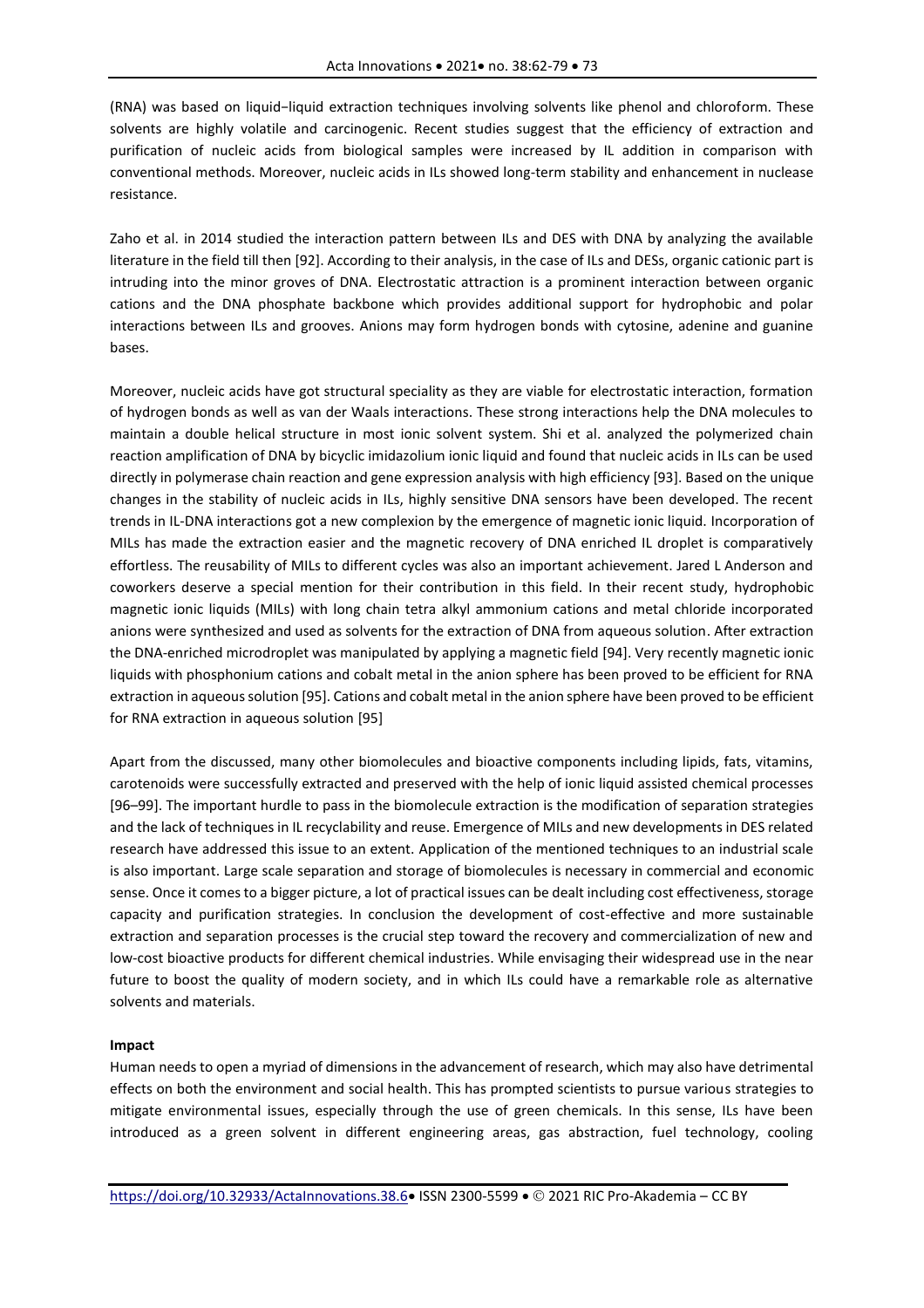(RNA) was based on liquid−liquid extraction techniques involving solvents like phenol and chloroform. These solvents are highly volatile and carcinogenic. Recent studies suggest that the efficiency of extraction and purification of nucleic acids from biological samples were increased by IL addition in comparison with conventional methods. Moreover, nucleic acids in ILs showed long-term stability and enhancement in nuclease resistance.

Zaho et al. in 2014 studied the interaction pattern between ILs and DES with DNA by analyzing the available literature in the field till then [92]. According to their analysis, in the case of ILs and DESs, organic cationic part is intruding into the minor groves of DNA. Electrostatic attraction is a prominent interaction between organic cations and the DNA phosphate backbone which provides additional support for hydrophobic and polar interactions between ILs and grooves. Anions may form hydrogen bonds with cytosine, adenine and guanine bases.

Moreover, nucleic acids have got structural speciality as they are viable for electrostatic interaction, formation of hydrogen bonds as well as van der Waals interactions. These strong interactions help the DNA molecules to maintain a double helical structure in most ionic solvent system. Shi et al. analyzed the polymerized chain reaction amplification of DNA by bicyclic imidazolium ionic liquid and found that nucleic acids in ILs can be used directly in polymerase chain reaction and gene expression analysis with high efficiency [93]. Based on the unique changes in the stability of nucleic acids in ILs, highly sensitive DNA sensors have been developed. The recent trends in IL-DNA interactions got a new complexion by the emergence of magnetic ionic liquid. Incorporation of MILs has made the extraction easier and the magnetic recovery of DNA enriched IL droplet is comparatively effortless. The reusability of MILs to different cycles was also an important achievement. Jared L Anderson and coworkers deserve a special mention for their contribution in this field. In their recent study, hydrophobic magnetic ionic liquids (MILs) with long chain tetra alkyl ammonium cations and metal chloride incorporated anions were synthesized and used as solvents for the extraction of DNA from aqueous solution. After extraction the DNA-enriched microdroplet was manipulated by applying a magnetic field [94]. Very recently magnetic ionic liquids with phosphonium cations and cobalt metal in the anion sphere has been proved to be efficient for RNA extraction in aqueous solution [95]. Cations and cobalt metal in the anion sphere have been proved to be efficient for RNA extraction in aqueous solution [95]

Apart from the discussed, many other biomolecules and bioactive components including lipids, fats, vitamins, carotenoids were successfully extracted and preserved with the help of ionic liquid assisted chemical processes [96–99]. The important hurdle to pass in the biomolecule extraction is the modification of separation strategies and the lack of techniques in IL recyclability and reuse. Emergence of MILs and new developments in DES related research have addressed this issue to an extent. Application of the mentioned techniques to an industrial scale is also important. Large scale separation and storage of biomolecules is necessary in commercial and economic sense. Once it comes to a bigger picture, a lot of practical issues can be dealt including cost effectiveness, storage capacity and purification strategies. In conclusion the development of cost-effective and more sustainable extraction and separation processes is the crucial step toward the recovery and commercialization of new and low-cost bioactive products for different chemical industries. While envisaging their widespread use in the near future to boost the quality of modern society, and in which ILs could have a remarkable role as alternative solvents and materials.

**Impact**

Human needs to open a myriad of dimensions in the advancement of research, which may also have detrimental effects on both the environment and social health. This has prompted scientists to pursue various strategies to mitigate environmental issues, especially through the use of green chemicals. In this sense, ILs have been introduced as a green solvent in different engineering areas, gas abstraction, fuel technology, cooling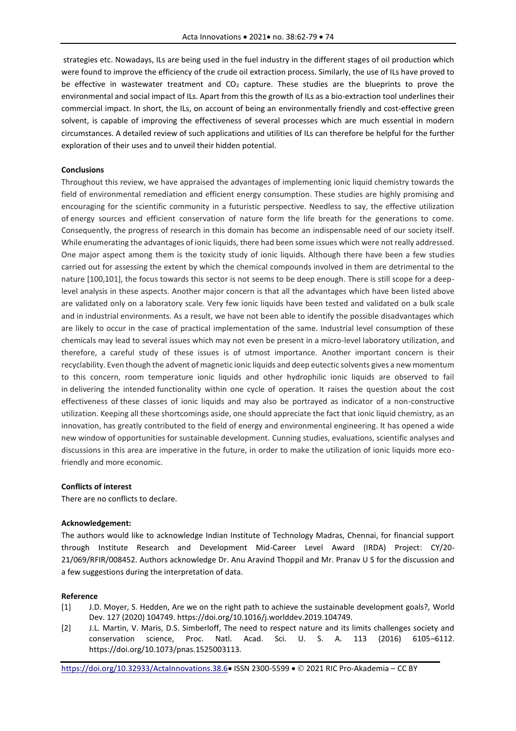strategies etc. Nowadays, ILs are being used in the fuel industry in the different stages of oil production which were found to improve the efficiency of the crude oil extraction process. Similarly, the use of ILs have proved to be effective in wastewater treatment and $CO_2$ capture. These studies are the blueprints to prove the environmental and social impact of ILs. Apart from this the growth of ILs as a bio-extraction tool underlines their commercial impact. In short, the ILs, on account of being an environmentally friendly and cost-effective green solvent, is capable of improving the effectiveness of several processes which are much essential in modern circumstances. A detailed review of such applications and utilities of ILs can therefore be helpful for the further exploration of their uses and to unveil their hidden potential.

**Conclusions**

Throughout this review, we have appraised the advantages of implementing ionic liquid chemistry towards the field of environmental remediation and efficient energy consumption. These studies are highly promising and encouraging for the scientific community in a futuristic perspective. Needless to say, the effective utilization of energy sources and efficient conservation of nature form the life breath for the generations to come. Consequently, the progress of research in this domain has become an indispensable need of our society itself. While enumerating the advantages of ionic liquids, there had been some issues which were not really addressed. One major aspect among them is the toxicity study of ionic liquids. Although there have been a few studies carried out for assessing the extent by which the chemical compounds involved in them are detrimental to the nature [100,101], the focus towards this sector is not seems to be deep enough. There is still scope for a deep-level analysis in these aspects. Another major concern is that all the advantages which have been listed above are validated only on a laboratory scale. Very few ionic liquids have been tested and validated on a bulk scale and in industrial environments. As a result, we have not been able to identify the possible disadvantages which are likely to occur in the case of practical implementation of the same. Industrial level consumption of these chemicals may lead to several issues which may not even be present in a micro-level laboratory utilization, and therefore, a careful study of these issues is of utmost importance. Another important concern is their recyclability. Even though the advent of magnetic ionic liquids and deep eutectic solvents gives a new momentum to this concern, room temperature ionic liquids and other hydrophilic ionic liquids are observed to fail in delivering the intended functionality within one cycle of operation. It raises the question about the cost effectiveness of these classes of ionic liquids and may also be portrayed as indicator of a non-constructive utilization. Keeping all these shortcomings aside, one should appreciate the fact that ionic liquid chemistry, as an innovation, has greatly contributed to the field of energy and environmental engineering. It has opened a wide new window of opportunities for sustainable development. Cunning studies, evaluations, scientific analyses and discussions in this area are imperative in the future, in order to make the utilization of ionic liquids more eco-friendly and more economic.

**Conflicts of interest**

There are no conflicts to declare.

**Acknowledgement:**

The authors would like to acknowledge Indian Institute of Technology Madras, Chennai, for financial support through Institute Research and Development Mid-Career Level Award (IRDA) Project: CY/20-21/069/RFIR/008452. Authors acknowledge Dr. Anu Aravind Thoppil and Mr. Pranav U S for the discussion and a few suggestions during the interpretation of data.

**Reference**

[1] J.D. Moyer, S. Hedden, Are we on the right path to achieve the sustainable development goals?, World Dev. 127 (2020) 104749. https://doi.org/10.1016/j.worlddev.2019.104749.

[2] J.L. Martin, V. Maris, D.S. Simberloff, The need to respect nature and its limits challenges society and conservation science, Proc. Natl. Acad. Sci. U. S. A. 113 (2016) 6105–6112. https://doi.org/10.1073/pnas.1525003113.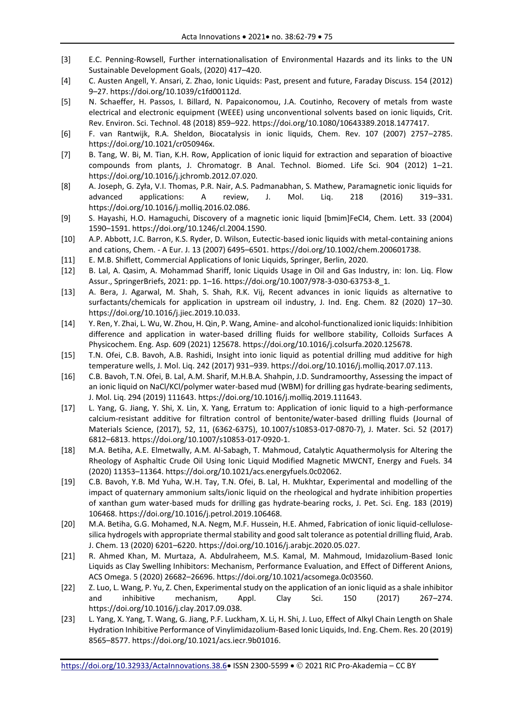[3] E.C. Penning-Rowsell, Further internationalisation of Environmental Hazards and its links to the UN Sustainable Development Goals, (2020) 417–420.

[4] C. Austen Angell, Y. Ansari, Z. Zhao, Ionic Liquids: Past, present and future, Faraday Discuss. 154 (2012) 9–27. https://doi.org/10.1039/c1fd00112d.

[5] N. Schaeffer, H. Passos, I. Billard, N. Papaiconomou, J.A. Coutinho, Recovery of metals from waste electrical and electronic equipment (WEEE) using unconventional solvents based on ionic liquids, Crit. Rev. Environ. Sci. Technol. 48 (2018) 859–922. https://doi.org/10.1080/10643389.2018.1477417.

[6] F. van Rantwijk, R.A. Sheldon, Biocatalysis in ionic liquids, Chem. Rev. 107 (2007) 2757–2785. https://doi.org/10.1021/cr050946x.

[7] B. Tang, W. Bi, M. Tian, K.H. Row, Application of ionic liquid for extraction and separation of bioactive compounds from plants, J. Chromatogr. B Anal. Technol. Biomed. Life Sci. 904 (2012) 1–21. https://doi.org/10.1016/j.jchromb.2012.07.020.

[8] A. Joseph, G. Żyła, V.I. Thomas, P.R. Nair, A.S. Padmanabhan, S. Mathew, Paramagnetic ionic liquids for advanced applications: A review, J. Mol. Liq. 218 (2016) 319–331. https://doi.org/10.1016/j.molliq.2016.02.086.

[9] S. Hayashi, H.O. Hamaguchi, Discovery of a magnetic ionic liquid [bmim]FeCl4, Chem. Lett. 33 (2004) 1590–1591. https://doi.org/10.1246/cl.2004.1590.

[10] A.P. Abbott, J.C. Barron, K.S. Ryder, D. Wilson, Eutectic-based ionic liquids with metal-containing anions and cations, Chem. - A Eur. J. 13 (2007) 6495–6501. https://doi.org/10.1002/chem.200601738.

[11] E. M.B. Shiflett, Commercial Applications of Ionic Liquids, Springer, Berlin, 2020.

[12] B. Lal, A. Qasim, A. Mohammad Shariff, Ionic Liquids Usage in Oil and Gas Industry, in: Ion. Liq. Flow Assur., SpringerBriefs, 2021: pp. 1–16. https://doi.org/10.1007/978-3-030-63753-8_1.

[13] A. Bera, J. Agarwal, M. Shah, S. Shah, R.K. Vij, Recent advances in ionic liquids as alternative to surfactants/chemicals for application in upstream oil industry, J. Ind. Eng. Chem. 82 (2020) 17–30. https://doi.org/10.1016/j.jiec.2019.10.033.

[14] Y. Ren, Y. Zhai, L. Wu, W. Zhou, H. Qin, P. Wang, Amine- and alcohol-functionalized ionic liquids: Inhibition difference and application in water-based drilling fluids for wellbore stability, Colloids Surfaces A Physicochem. Eng. Asp. 609 (2021) 125678. https://doi.org/10.1016/j.colsurfa.2020.125678.

[15] T.N. Ofei, C.B. Bavoh, A.B. Rashidi, Insight into ionic liquid as potential drilling mud additive for high temperature wells, J. Mol. Liq. 242 (2017) 931–939. https://doi.org/10.1016/j.molliq.2017.07.113.

[16] C.B. Bavoh, T.N. Ofei, B. Lal, A.M. Sharif, M.H.B.A. Shahpin, J.D. Sundramoorthy, Assessing the impact of an ionic liquid on NaCl/KCl/polymer water-based mud (WBM) for drilling gas hydrate-bearing sediments, J. Mol. Liq. 294 (2019) 111643. https://doi.org/10.1016/j.molliq.2019.111643.

[17] L. Yang, G. Jiang, Y. Shi, X. Lin, X. Yang, Erratum to: Application of ionic liquid to a high-performance calcium-resistant additive for filtration control of bentonite/water-based drilling fluids (Journal of Materials Science, (2017), 52, 11, (6362-6375), 10.1007/s10853-017-0870-7), J. Mater. Sci. 52 (2017) 6812–6813. https://doi.org/10.1007/s10853-017-0920-1.

[18] M.A. Betiha, A.E. Elmetwally, A.M. Al-Sabagh, T. Mahmoud, Catalytic Aquathermolysis for Altering the Rheology of Asphaltic Crude Oil Using Ionic Liquid Modified Magnetic MWCNT, Energy and Fuels. 34 (2020) 11353–11364. https://doi.org/10.1021/acs.energyfuels.0c02062.

[19] C.B. Bavoh, Y.B. Md Yuha, W.H. Tay, T.N. Ofei, B. Lal, H. Mukhtar, Experimental and modelling of the impact of quaternary ammonium salts/ionic liquid on the rheological and hydrate inhibition properties of xanthan gum water-based muds for drilling gas hydrate-bearing rocks, J. Pet. Sci. Eng. 183 (2019) 106468. https://doi.org/10.1016/j.petrol.2019.106468.

[20] M.A. Betiha, G.G. Mohamed, N.A. Negm, M.F. Hussein, H.E. Ahmed, Fabrication of ionic liquid-cellulose-silica hydrogels with appropriate thermal stability and good salt tolerance as potential drilling fluid, Arab. J. Chem. 13 (2020) 6201–6220. https://doi.org/10.1016/j.arabjc.2020.05.027.

[21] R. Ahmed Khan, M. Murtaza, A. Abdulraheem, M.S. Kamal, M. Mahmoud, Imidazolium-Based Ionic Liquids as Clay Swelling Inhibitors: Mechanism, Performance Evaluation, and Effect of Different Anions, ACS Omega. 5 (2020) 26682–26696. https://doi.org/10.1021/acsomega.0c03560.

[22] Z. Luo, L. Wang, P. Yu, Z. Chen, Experimental study on the application of an ionic liquid as a shale inhibitor and inhibitive mechanism, Appl. Clay Sci. 150 (2017) 267–274. https://doi.org/10.1016/j.clay.2017.09.038.

[23] L. Yang, X. Yang, T. Wang, G. Jiang, P.F. Luckham, X. Li, H. Shi, J. Luo, Effect of Alkyl Chain Length on Shale Hydration Inhibitive Performance of Vinylimidazolium-Based Ionic Liquids, Ind. Eng. Chem. Res. 20 (2019) 8565–8577. https://doi.org/10.1021/acs.iecr.9b01016.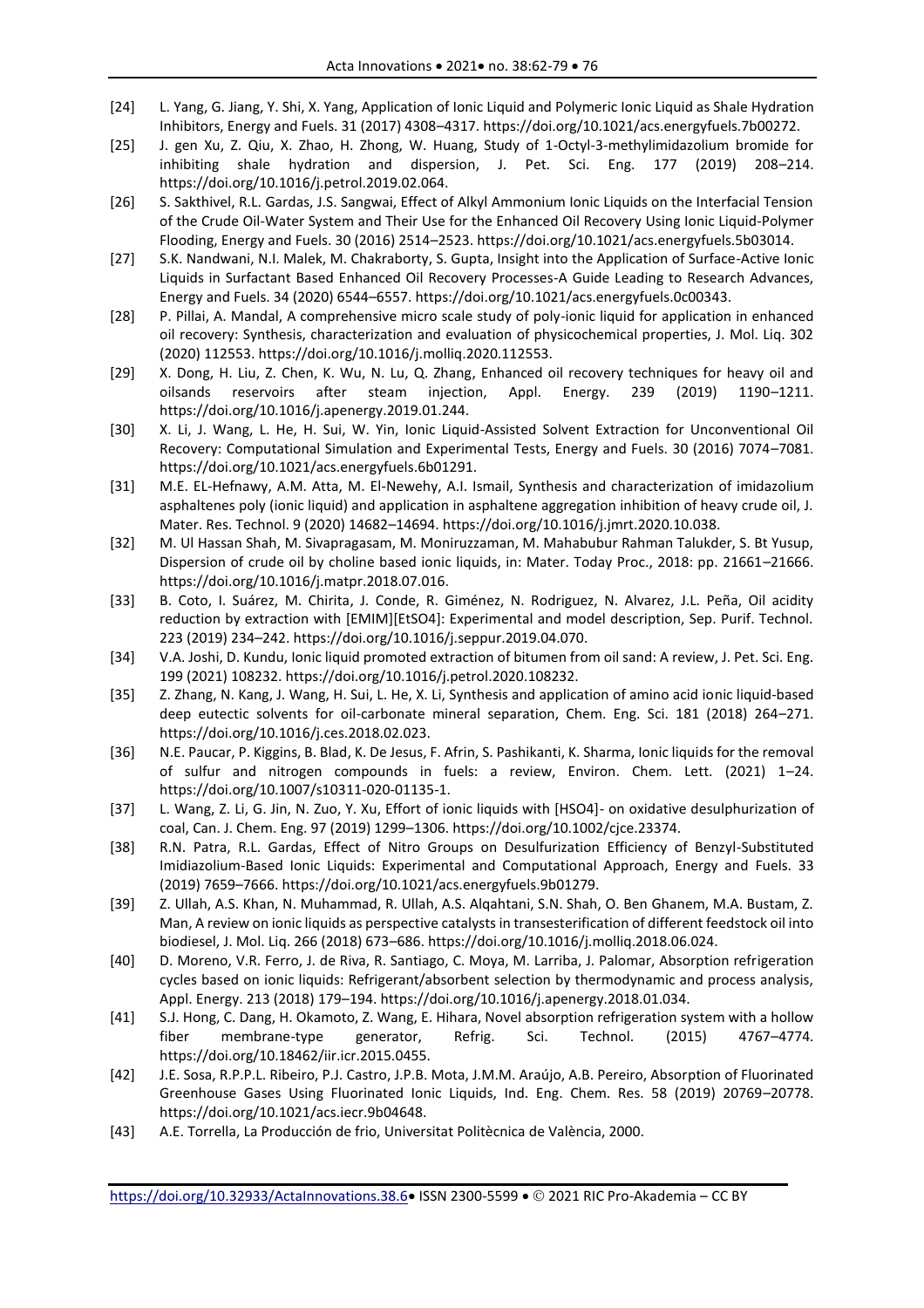[24] L. Yang, G. Jiang, Y. Shi, X. Yang, Application of Ionic Liquid and Polymeric Ionic Liquid as Shale Hydration Inhibitors, Energy and Fuels. 31 (2017) 4308–4317. https://doi.org/10.1021/acs.energyfuels.7b00272.

[25] J. gen Xu, Z. Qiu, X. Zhao, H. Zhong, W. Huang, Study of 1-Octyl-3-methylimidazolium bromide for inhibiting shale hydration and dispersion, J. Pet. Sci. Eng. 177 (2019) 208–214. https://doi.org/10.1016/j.petrol.2019.02.064.

[26] S. Sakthivel, R.L. Gardas, J.S. Sangwai, Effect of Alkyl Ammonium Ionic Liquids on the Interfacial Tension of the Crude Oil-Water System and Their Use for the Enhanced Oil Recovery Using Ionic Liquid-Polymer Flooding, Energy and Fuels. 30 (2016) 2514–2523. https://doi.org/10.1021/acs.energyfuels.5b03014.

[27] S.K. Nandwani, N.I. Malek, M. Chakraborty, S. Gupta, Insight into the Application of Surface-Active Ionic Liquids in Surfactant Based Enhanced Oil Recovery Processes-A Guide Leading to Research Advances, Energy and Fuels. 34 (2020) 6544–6557. https://doi.org/10.1021/acs.energyfuels.0c00343.

[28] P. Pillai, A. Mandal, A comprehensive micro scale study of poly-ionic liquid for application in enhanced oil recovery: Synthesis, characterization and evaluation of physicochemical properties, J. Mol. Liq. 302 (2020) 112553. https://doi.org/10.1016/j.molliq.2020.112553.

[29] X. Dong, H. Liu, Z. Chen, K. Wu, N. Lu, Q. Zhang, Enhanced oil recovery techniques for heavy oil and oilsands reservoirs after steam injection, Appl. Energy. 239 (2019) 1190–1211. https://doi.org/10.1016/j.apenergy.2019.01.244.

[30] X. Li, J. Wang, L. He, H. Sui, W. Yin, Ionic Liquid-Assisted Solvent Extraction for Unconventional Oil Recovery: Computational Simulation and Experimental Tests, Energy and Fuels. 30 (2016) 7074–7081. https://doi.org/10.1021/acs.energyfuels.6b01291.

[31] M.E. EL-Hefnawy, A.M. Atta, M. El-Newehy, A.I. Ismail, Synthesis and characterization of imidazolium asphaltenes poly (ionic liquid) and application in asphaltene aggregation inhibition of heavy crude oil, J. Mater. Res. Technol. 9 (2020) 14682–14694. https://doi.org/10.1016/j.jmrt.2020.10.038.

[32] M. Ul Hassan Shah, M. Sivapragasam, M. Moniruzzaman, M. Mahabubur Rahman Talukder, S. Bt Yusup, Dispersion of crude oil by choline based ionic liquids, in: Mater. Today Proc., 2018: pp. 21661–21666. https://doi.org/10.1016/j.matpr.2018.07.016.

[33] B. Coto, I. Suárez, M. Chirita, J. Conde, R. Giménez, N. Rodriguez, N. Alvarez, J.L. Peña, Oil acidity reduction by extraction with [EMIM][EtSO4]: Experimental and model description, Sep. Purif. Technol. 223 (2019) 234–242. https://doi.org/10.1016/j.seppur.2019.04.070.

[34] V.A. Joshi, D. Kundu, Ionic liquid promoted extraction of bitumen from oil sand: A review, J. Pet. Sci. Eng. 199 (2021) 108232. https://doi.org/10.1016/j.petrol.2020.108232.

[35] Z. Zhang, N. Kang, J. Wang, H. Sui, L. He, X. Li, Synthesis and application of amino acid ionic liquid-based deep eutectic solvents for oil-carbonate mineral separation, Chem. Eng. Sci. 181 (2018) 264–271. https://doi.org/10.1016/j.ces.2018.02.023.

[36] N.E. Paucar, P. Kiggins, B. Blad, K. De Jesus, F. Afrin, S. Pashikanti, K. Sharma, Ionic liquids for the removal of sulfur and nitrogen compounds in fuels: a review, Environ. Chem. Lett. (2021) 1–24. https://doi.org/10.1007/s10311-020-01135-1.

[37] L. Wang, Z. Li, G. Jin, N. Zuo, Y. Xu, Effort of ionic liquids with [HSO4]- on oxidative desulphurization of coal, Can. J. Chem. Eng. 97 (2019) 1299–1306. https://doi.org/10.1002/cjce.23374.

[38] R.N. Patra, R.L. Gardas, Effect of Nitro Groups on Desulfurization Efficiency of Benzyl-Substituted Imidiazolium-Based Ionic Liquids: Experimental and Computational Approach, Energy and Fuels. 33 (2019) 7659–7666. https://doi.org/10.1021/acs.energyfuels.9b01279.

[39] Z. Ullah, A.S. Khan, N. Muhammad, R. Ullah, A.S. Alqahtani, S.N. Shah, O. Ben Ghanem, M.A. Bustam, Z. Man, A review on ionic liquids as perspective catalysts in transesterification of different feedstock oil into biodiesel, J. Mol. Liq. 266 (2018) 673–686. https://doi.org/10.1016/j.molliq.2018.06.024.

[40] D. Moreno, V.R. Ferro, J. de Riva, R. Santiago, C. Moya, M. Larriba, J. Palomar, Absorption refrigeration cycles based on ionic liquids: Refrigerant/absorbent selection by thermodynamic and process analysis, Appl. Energy. 213 (2018) 179–194. https://doi.org/10.1016/j.apenergy.2018.01.034.

[41] S.J. Hong, C. Dang, H. Okamoto, Z. Wang, E. Hihara, Novel absorption refrigeration system with a hollow fiber membrane-type generator, Refrig. Sci. Technol. (2015) 4767–4774. https://doi.org/10.18462/iir.icr.2015.0455.

[42] J.E. Sosa, R.P.P.L. Ribeiro, P.J. Castro, J.P.B. Mota, J.M.M. Araújo, A.B. Pereiro, Absorption of Fluorinated Greenhouse Gases Using Fluorinated Ionic Liquids, Ind. Eng. Chem. Res. 58 (2019) 20769–20778. https://doi.org/10.1021/acs.iecr.9b04648.

[43] A.E. Torrella, La Producción de frio, Universitat Politècnica de València, 2000.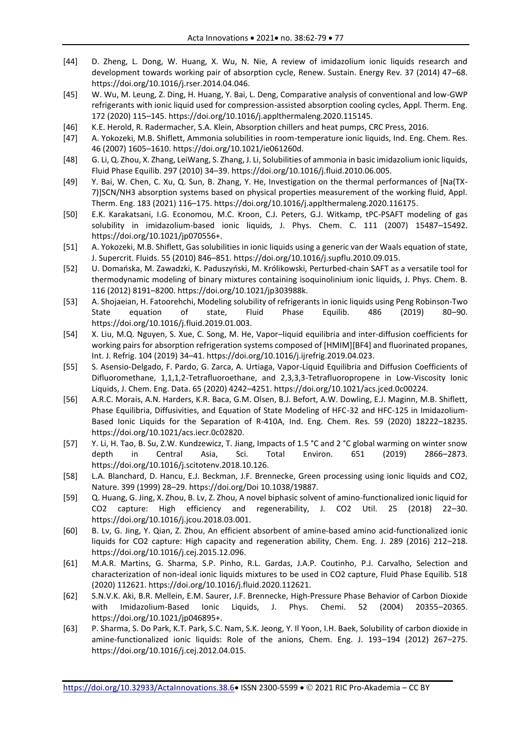[44] D. Zheng, L. Dong, W. Huang, X. Wu, N. Nie, A review of imidazolium ionic liquids research and development towards working pair of absorption cycle, Renew. Sustain. Energy Rev. 37 (2014) 47–68. https://doi.org/10.1016/j.rser.2014.04.046.

[45] W. Wu, M. Leung, Z. Ding, H. Huang, Y. Bai, L. Deng, Comparative analysis of conventional and low-GWP refrigerants with ionic liquid used for compression-assisted absorption cooling cycles, Appl. Therm. Eng. 172 (2020) 115–145. https://doi.org/10.1016/j.applthermaleng.2020.115145.

[46] K.E. Herold, R. Radermacher, S.A. Klein, Absorption chillers and heat pumps, CRC Press, 2016.

[47] A. Yokozeki, M.B. Shiflett, Ammonia solubilities in room-temperature ionic liquids, Ind. Eng. Chem. Res. 46 (2007) 1605–1610. https://doi.org/10.1021/ie061260d.

[48] G. Li, Q. Zhou, X. Zhang, LeiWang, S. Zhang, J. Li, Solubilities of ammonia in basic imidazolium ionic liquids, Fluid Phase Equilib. 297 (2010) 34–39. https://doi.org/10.1016/j.fluid.2010.06.005.

[49] Y. Bai, W. Chen, C. Xu, Q. Sun, B. Zhang, Y. He, Investigation on the thermal performances of [Na(TX-7)]SCN/NH3 absorption systems based on physical properties measurement of the working fluid, Appl. Therm. Eng. 183 (2021) 116–175. https://doi.org/10.1016/j.applthermaleng.2020.116175.

[50] E.K. Karakatsani, I.G. Economou, M.C. Kroon, C.J. Peters, G.J. Witkamp, tPC-PSAFT modeling of gas solubility in imidazolium-based ionic liquids, J. Phys. Chem. C. 111 (2007) 15487–15492. https://doi.org/10.1021/jp070556+.

[51] A. Yokozeki, M.B. Shiflett, Gas solubilities in ionic liquids using a generic van der Waals equation of state, J. Supercrit. Fluids. 55 (2010) 846–851. https://doi.org/10.1016/j.supflu.2010.09.015.

[52] U. Domańska, M. Zawadzki, K. Paduszyński, M. Królikowski, Perturbed-chain SAFT as a versatile tool for thermodynamic modeling of binary mixtures containing isoquinolinium ionic liquids, J. Phys. Chem. B. 116 (2012) 8191–8200. https://doi.org/10.1021/jp303988k.

[53] A. Shojaeian, H. Fatoorehchi, Modeling solubility of refrigerants in ionic liquids using Peng Robinson-Two State equation of state, Fluid Phase Equilib. 486 (2019) 80–90. https://doi.org/10.1016/j.fluid.2019.01.003.

[54] X. Liu, M.Q. Nguyen, S. Xue, C. Song, M. He, Vapor–liquid equilibria and inter-diffusion coefficients for working pairs for absorption refrigeration systems composed of [HMIM][BF4] and fluorinated propanes, Int. J. Refrig. 104 (2019) 34–41. https://doi.org/10.1016/j.ijrefrig.2019.04.023.

[55] S. Asensio-Delgado, F. Pardo, G. Zarca, A. Urtiaga, Vapor-Liquid Equilibria and Diffusion Coefficients of Difluoromethane, 1,1,1,2-Tetrafluoroethane, and 2,3,3,3-Tetrafluoropropene in Low-Viscosity Ionic Liquids, J. Chem. Eng. Data. 65 (2020) 4242–4251. https://doi.org/10.1021/acs.jced.0c00224.

[56] A.R.C. Morais, A.N. Harders, K.R. Baca, G.M. Olsen, B.J. Befort, A.W. Dowling, E.J. Maginn, M.B. Shiflett, Phase Equilibria, Diffusivities, and Equation of State Modeling of HFC-32 and HFC-125 in Imidazolium-Based Ionic Liquids for the Separation of R-410A, Ind. Eng. Chem. Res. 59 (2020) 18222–18235. https://doi.org/10.1021/acs.iecr.0c02820.

[57] Y. Li, H. Tao, B. Su, Z.W. Kundzewicz, T. Jiang, Impacts of 1.5 °C and 2 °C global warming on winter snow depth in Central Asia, Sci. Total Environ. 651 (2019) 2866–2873. https://doi.org/10.1016/j.scitotenv.2018.10.126.

[58] L.A. Blanchard, D. Hancu, E.J. Beckman, J.F. Brennecke, Green processing using ionic liquids and CO2, Nature. 399 (1999) 28–29. https://doi.org/Doi 10.1038/19887.

[59] Q. Huang, G. Jing, X. Zhou, B. Lv, Z. Zhou, A novel biphasic solvent of amino-functionalized ionic liquid for CO2 capture: High efficiency and regenerability, J. CO2 Util. 25 (2018) 22–30. https://doi.org/10.1016/j.jcou.2018.03.001.

[60] B. Lv, G. Jing, Y. Qian, Z. Zhou, An efficient absorbent of amine-based amino acid-functionalized ionic liquids for CO2 capture: High capacity and regeneration ability, Chem. Eng. J. 289 (2016) 212–218. https://doi.org/10.1016/j.cej.2015.12.096.

[61] M.A.R. Martins, G. Sharma, S.P. Pinho, R.L. Gardas, J.A.P. Coutinho, P.J. Carvalho, Selection and characterization of non-ideal ionic liquids mixtures to be used in CO2 capture, Fluid Phase Equilib. 518 (2020) 112621. https://doi.org/10.1016/j.fluid.2020.112621.

[62] S.N.V.K. Aki, B.R. Mellein, E.M. Saurer, J.F. Brennecke, High-Pressure Phase Behavior of Carbon Dioxide with Imidazolium-Based Ionic Liquids, J. Phys. Chemi. 52 (2004) 20355–20365. https://doi.org/10.1021/jp046895+.

[63] P. Sharma, S. Do Park, K.T. Park, S.C. Nam, S.K. Jeong, Y. Il Yoon, I.H. Baek, Solubility of carbon dioxide in amine-functionalized ionic liquids: Role of the anions, Chem. Eng. J. 193–194 (2012) 267–275. https://doi.org/10.1016/j.cej.2012.04.015.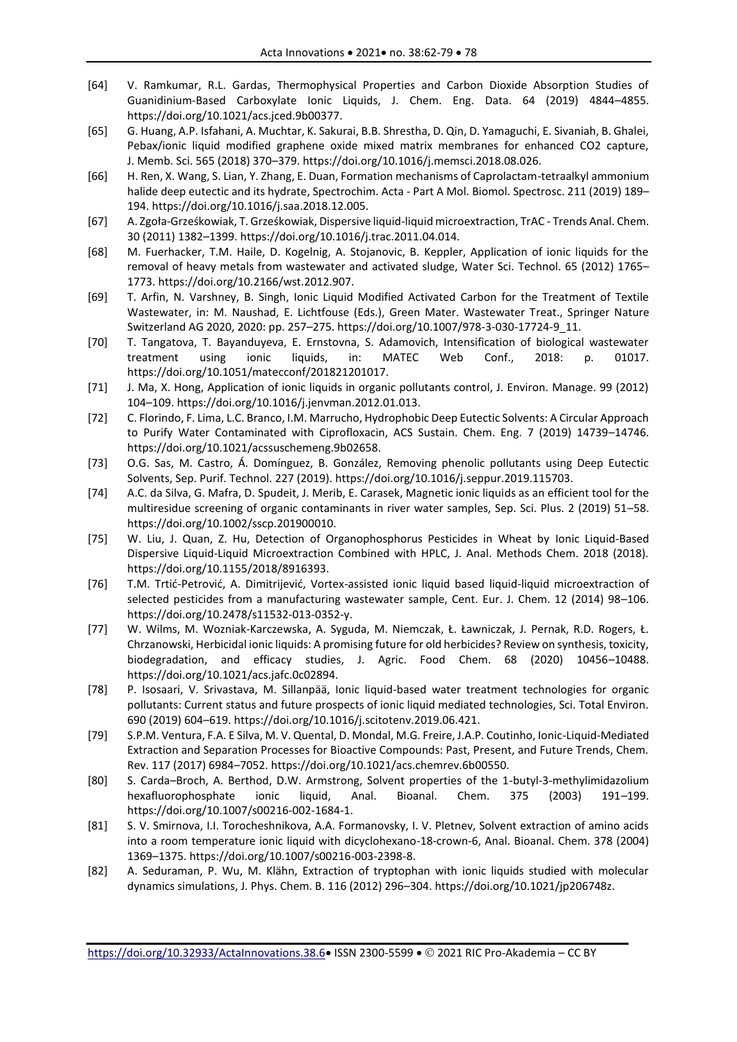[64] V. Ramkumar, R.L. Gardas, Thermophysical Properties and Carbon Dioxide Absorption Studies of Guanidinium-Based Carboxylate Ionic Liquids, J. Chem. Eng. Data. 64 (2019) 4844–4855. https://doi.org/10.1021/acs.jced.9b00377.

[65] G. Huang, A.P. Isfahani, A. Muchtar, K. Sakurai, B.B. Shrestha, D. Qin, D. Yamaguchi, E. Sivaniah, B. Ghalei, Pebax/ionic liquid modified graphene oxide mixed matrix membranes for enhanced CO2 capture, J. Memb. Sci. 565 (2018) 370–379. https://doi.org/10.1016/j.memsci.2018.08.026.

[66] H. Ren, X. Wang, S. Lian, Y. Zhang, E. Duan, Formation mechanisms of Caprolactam-tetraalkyl ammonium halide deep eutectic and its hydrate, Spectrochim. Acta - Part A Mol. Biomol. Spectrosc. 211 (2019) 189–194. https://doi.org/10.1016/j.saa.2018.12.005.

[67] A. Zgoła-Grześkowiak, T. Grześkowiak, Dispersive liquid-liquid microextraction, TrAC - Trends Anal. Chem. 30 (2011) 1382–1399. https://doi.org/10.1016/j.trac.2011.04.014.

[68] M. Fuerhacker, T.M. Haile, D. Kogelnig, A. Stojanovic, B. Keppler, Application of ionic liquids for the removal of heavy metals from wastewater and activated sludge, Water Sci. Technol. 65 (2012) 1765–1773. https://doi.org/10.2166/wst.2012.907.

[69] T. Arfin, N. Varshney, B. Singh, Ionic Liquid Modified Activated Carbon for the Treatment of Textile Wastewater, in: M. Naushad, E. Lichtfouse (Eds.), Green Mater. Wastewater Treat., Springer Nature Switzerland AG 2020, 2020: pp. 257–275. https://doi.org/10.1007/978-3-030-17724-9_11.

[70] T. Tangatova, T. Bayanduyeva, E. Ernstovna, S. Adamovich, Intensification of biological wastewater treatment using ionic liquids, in: MATEC Web Conf., 2018: p. 01017. https://doi.org/10.1051/matecconf/201821201017.

[71] J. Ma, X. Hong, Application of ionic liquids in organic pollutants control, J. Environ. Manage. 99 (2012) 104–109. https://doi.org/10.1016/j.jenvman.2012.01.013.

[72] C. Florindo, F. Lima, L.C. Branco, I.M. Marrucho, Hydrophobic Deep Eutectic Solvents: A Circular Approach to Purify Water Contaminated with Ciprofloxacin, ACS Sustain. Chem. Eng. 7 (2019) 14739–14746. https://doi.org/10.1021/acssuschemeng.9b02658.

[73] O.G. Sas, M. Castro, Á. Domínguez, B. González, Removing phenolic pollutants using Deep Eutectic Solvents, Sep. Purif. Technol. 227 (2019). https://doi.org/10.1016/j.seppur.2019.115703.

[74] A.C. da Silva, G. Mafra, D. Spudeit, J. Merib, E. Carasek, Magnetic ionic liquids as an efficient tool for the multiresidue screening of organic contaminants in river water samples, Sep. Sci. Plus. 2 (2019) 51–58. https://doi.org/10.1002/sscp.201900010.

[75] W. Liu, J. Quan, Z. Hu, Detection of Organophosphorus Pesticides in Wheat by Ionic Liquid-Based Dispersive Liquid-Liquid Microextraction Combined with HPLC, J. Anal. Methods Chem. 2018 (2018). https://doi.org/10.1155/2018/8916393.

[76] T.M. Trtić-Petrović, A. Dimitrijević, Vortex-assisted ionic liquid based liquid-liquid microextraction of selected pesticides from a manufacturing wastewater sample, Cent. Eur. J. Chem. 12 (2014) 98–106. https://doi.org/10.2478/s11532-013-0352-y.

[77] W. Wilms, M. Wozniak-Karczewska, A. Syguda, M. Niemczak, Ł. Ławniczak, J. Pernak, R.D. Rogers, Ł. Chrzanowski, Herbicidal ionic liquids: A promising future for old herbicides? Review on synthesis, toxicity, biodegradation, and efficacy studies, J. Agric. Food Chem. 68 (2020) 10456–10488. https://doi.org/10.1021/acs.jafc.0c02894.

[78] P. Isosaari, V. Srivastava, M. Sillanpää, Ionic liquid-based water treatment technologies for organic pollutants: Current status and future prospects of ionic liquid mediated technologies, Sci. Total Environ. 690 (2019) 604–619. https://doi.org/10.1016/j.scitotenv.2019.06.421.

[79] S.P.M. Ventura, F.A. E Silva, M. V. Quental, D. Mondal, M.G. Freire, J.A.P. Coutinho, Ionic-Liquid-Mediated Extraction and Separation Processes for Bioactive Compounds: Past, Present, and Future Trends, Chem. Rev. 117 (2017) 6984–7052. https://doi.org/10.1021/acs.chemrev.6b00550.

[80] S. Carda–Broch, A. Berthod, D.W. Armstrong, Solvent properties of the 1-butyl-3-methylimidazolium hexafluorophosphate ionic liquid, Anal. Bioanal. Chem. 375 (2003) 191–199. https://doi.org/10.1007/s00216-002-1684-1.

[81] S. V. Smirnova, I.I. Torocheshnikova, A.A. Formanovsky, I. V. Pletnev, Solvent extraction of amino acids into a room temperature ionic liquid with dicyclohexano-18-crown-6, Anal. Bioanal. Chem. 378 (2004) 1369–1375. https://doi.org/10.1007/s00216-003-2398-8.

[82] A. Seduraman, P. Wu, M. Klähn, Extraction of tryptophan with ionic liquids studied with molecular dynamics simulations, J. Phys. Chem. B. 116 (2012) 296–304. https://doi.org/10.1021/jp206748z.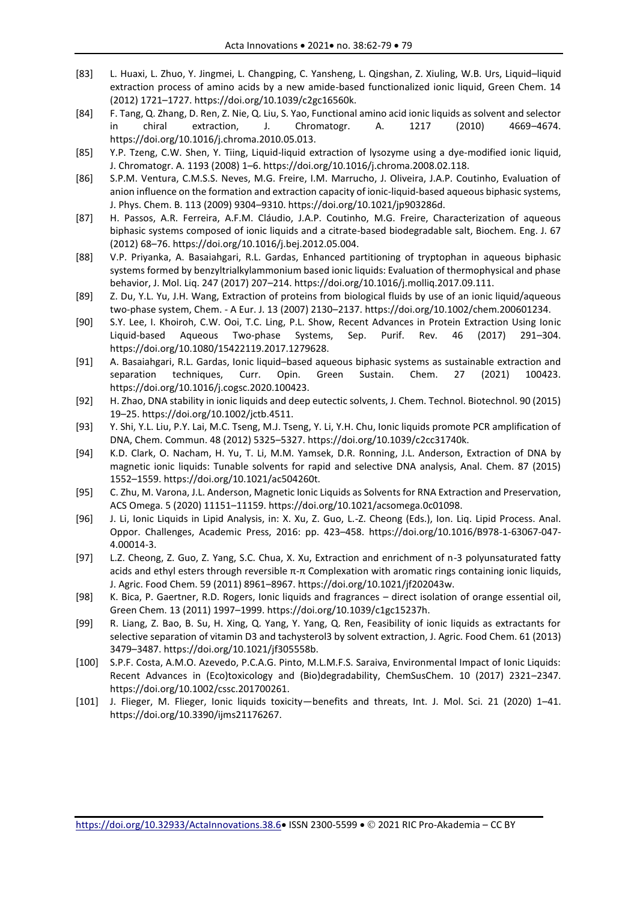[83] L. Huaxi, L. Zhuo, Y. Jingmei, L. Changping, C. Yansheng, L. Qingshan, Z. Xiuling, W.B. Urs, Liquid–liquid extraction process of amino acids by a new amide-based functionalized ionic liquid, Green Chem. 14 (2012) 1721–1727. https://doi.org/10.1039/c2gc16560k.

[84] F. Tang, Q. Zhang, D. Ren, Z. Nie, Q. Liu, S. Yao, Functional amino acid ionic liquids as solvent and selector in chiral extraction, J. Chromatogr. A. 1217 (2010) 4669–4674. https://doi.org/10.1016/j.chroma.2010.05.013.

[85] Y.P. Tzeng, C.W. Shen, Y. Tiing, Liquid-liquid extraction of lysozyme using a dye-modified ionic liquid, J. Chromatogr. A. 1193 (2008) 1–6. https://doi.org/10.1016/j.chroma.2008.02.118.

[86] S.P.M. Ventura, C.M.S.S. Neves, M.G. Freire, I.M. Marrucho, J. Oliveira, J.A.P. Coutinho, Evaluation of anion influence on the formation and extraction capacity of ionic-liquid-based aqueous biphasic systems, J. Phys. Chem. B. 113 (2009) 9304–9310. https://doi.org/10.1021/jp903286d.

[87] H. Passos, A.R. Ferreira, A.F.M. Cláudio, J.A.P. Coutinho, M.G. Freire, Characterization of aqueous biphasic systems composed of ionic liquids and a citrate-based biodegradable salt, Biochem. Eng. J. 67 (2012) 68–76. https://doi.org/10.1016/j.bej.2012.05.004.

[88] V.P. Priyanka, A. Basaiahgari, R.L. Gardas, Enhanced partitioning of tryptophan in aqueous biphasic systems formed by benzyltrialkylammonium based ionic liquids: Evaluation of thermophysical and phase behavior, J. Mol. Liq. 247 (2017) 207–214. https://doi.org/10.1016/j.molliq.2017.09.111.

[89] Z. Du, Y.L. Yu, J.H. Wang, Extraction of proteins from biological fluids by use of an ionic liquid/aqueous two-phase system, Chem. - A Eur. J. 13 (2007) 2130–2137. https://doi.org/10.1002/chem.200601234.

[90] S.Y. Lee, I. Khoiroh, C.W. Ooi, T.C. Ling, P.L. Show, Recent Advances in Protein Extraction Using Ionic Liquid-based Aqueous Two-phase Systems, Sep. Purif. Rev. 46 (2017) 291–304. https://doi.org/10.1080/15422119.2017.1279628.

[91] A. Basaiahgari, R.L. Gardas, Ionic liquid–based aqueous biphasic systems as sustainable extraction and separation techniques, Curr. Opin. Green Sustain. Chem. 27 (2021) 100423. https://doi.org/10.1016/j.cogsc.2020.100423.

[92] H. Zhao, DNA stability in ionic liquids and deep eutectic solvents, J. Chem. Technol. Biotechnol. 90 (2015) 19–25. https://doi.org/10.1002/jctb.4511.

[93] Y. Shi, Y.L. Liu, P.Y. Lai, M.C. Tseng, M.J. Tseng, Y. Li, Y.H. Chu, Ionic liquids promote PCR amplification of DNA, Chem. Commun. 48 (2012) 5325–5327. https://doi.org/10.1039/c2cc31740k.

[94] K.D. Clark, O. Nacham, H. Yu, T. Li, M.M. Yamsek, D.R. Ronning, J.L. Anderson, Extraction of DNA by magnetic ionic liquids: Tunable solvents for rapid and selective DNA analysis, Anal. Chem. 87 (2015) 1552–1559. https://doi.org/10.1021/ac504260t.

[95] C. Zhu, M. Varona, J.L. Anderson, Magnetic Ionic Liquids as Solvents for RNA Extraction and Preservation, ACS Omega. 5 (2020) 11151–11159. https://doi.org/10.1021/acsomega.0c01098.

[96] J. Li, Ionic Liquids in Lipid Analysis, in: X. Xu, Z. Guo, L.-Z. Cheong (Eds.), Ion. Liq. Lipid Process. Anal. Oppor. Challenges, Academic Press, 2016: pp. 423–458. https://doi.org/10.1016/B978-1-63067-047-4.00014-3.

[97] L.Z. Cheong, Z. Guo, Z. Yang, S.C. Chua, X. Xu, Extraction and enrichment of n-3 polyunsaturated fatty acids and ethyl esters through reversible π-π Complexation with aromatic rings containing ionic liquids, J. Agric. Food Chem. 59 (2011) 8961–8967. https://doi.org/10.1021/jf202043w.

[98] K. Bica, P. Gaertner, R.D. Rogers, Ionic liquids and fragrances – direct isolation of orange essential oil, Green Chem. 13 (2011) 1997–1999. https://doi.org/10.1039/c1gc15237h.

[99] R. Liang, Z. Bao, B. Su, H. Xing, Q. Yang, Y. Yang, Q. Ren, Feasibility of ionic liquids as extractants for selective separation of vitamin D3 and tachysterol3 by solvent extraction, J. Agric. Food Chem. 61 (2013) 3479–3487. https://doi.org/10.1021/jf305558b.

[100] S.P.F. Costa, A.M.O. Azevedo, P.C.A.G. Pinto, M.L.M.F.S. Saraiva, Environmental Impact of Ionic Liquids: Recent Advances in (Eco)toxicology and (Bio)degradability, ChemSusChem. 10 (2017) 2321–2347. https://doi.org/10.1002/cssc.201700261.

[101] J. Flieger, M. Flieger, Ionic liquids toxicity—benefits and threats, Int. J. Mol. Sci. 21 (2020) 1–41. https://doi.org/10.3390/ijms21176267.